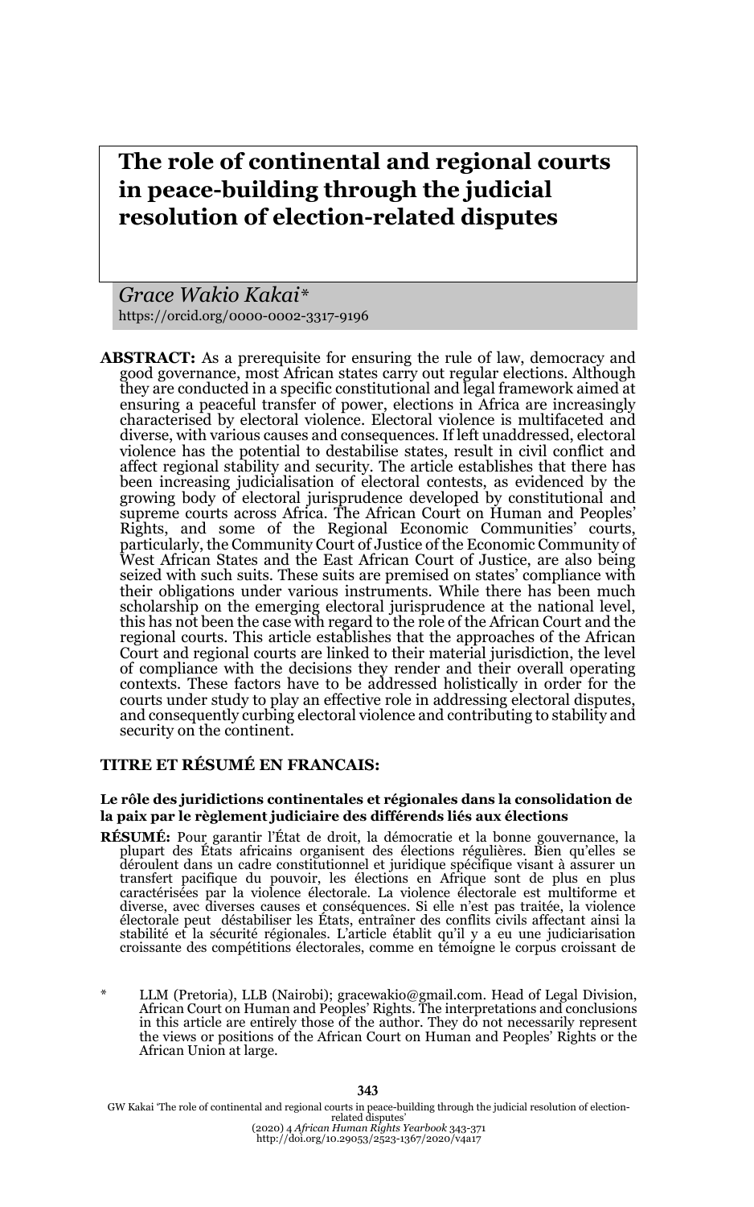# The role of continental and regional courts in peace-building through the judicial resolution of election-related disputes

*Grace Wakio Kakai**
https://orcid.org/0000-0002-3317-9196

**ABSTRACT:** As a prerequisite for ensuring the rule of law, democracy and good governance, most African states carry out regular elections. Although they are conducted in a specific constitutional and legal framework aimed at ensuring a peaceful transfer of power, elections in Africa are increasingly characterised by electoral violence. Electoral violence is multifaceted and diverse, with various causes and consequences. If left unaddressed, electoral violence has the potential to destabilise states, result in civil conflict and affect regional stability and security. The article establishes that there has been increasing judicialisation of electoral contests, as evidenced by the growing body of electoral jurisprudence developed by constitutional and supreme courts across Africa. The African Court on Human and Peoples' Rights, and some of the Regional Economic Communities' courts, particularly, the Community Court of Justice of the Economic Community of West African States and the East African Court of Justice, are also being seized with such suits. These suits are premised on states' compliance with their obligations under various instruments. While there has been much scholarship on the emerging electoral jurisprudence at the national level, this has not been the case with regard to the role of the African Court and the regional courts. This article establishes that the approaches of the African Court and regional courts are linked to their material jurisdiction, the level of compliance with the decisions they render and their overall operating contexts. These factors have to be addressed holistically in order for the courts under study to play an effective role in addressing electoral disputes, and consequently curbing electoral violence and contributing to stability and security on the continent.

**TITRE ET RÉSUMÉ EN FRANCAIS:**

**Le rôle des juridictions continentales et régionales dans la consolidation de la paix par le règlement judiciaire des différends liés aux élections**

**RÉSUMÉ:** Pour garantir l'État de droit, la démocratie et la bonne gouvernance, la plupart des États africains organisent des élections régulières. Bien qu'elles se déroulent dans un cadre constitutionnel et juridique spécifique visant à assurer un transfert pacifique du pouvoir, les élections en Afrique sont de plus en plus caractérisées par la violence électorale. La violence électorale est multiforme et diverse, avec diverses causes et conséquences. Si elle n'est pas traitée, la violence électorale peut déstabiliser les États, entraîner des conflits civils affectant ainsi la stabilité et la sécurité régionales. L'article établit qu'il y a eu une judiciarisation croissante des compétitions électorales, comme en témoigne le corpus croissant de

\* LLM (Pretoria), LLB (Nairobi); gracewakio@gmail.com. Head of Legal Division, African Court on Human and Peoples' Rights. The interpretations and conclusions in this article are entirely those of the author. They do not necessarily represent the views or positions of the African Court on Human and Peoples' Rights or the African Union at large.

GW Kakai 'The role of continental and regional courts in peace-building through the judicial resolution of election-related disputes' (2020) 4 *African Human Rights Yearbook* 343-371
http://doi.org/10.29053/2523-1367/2020/v4a17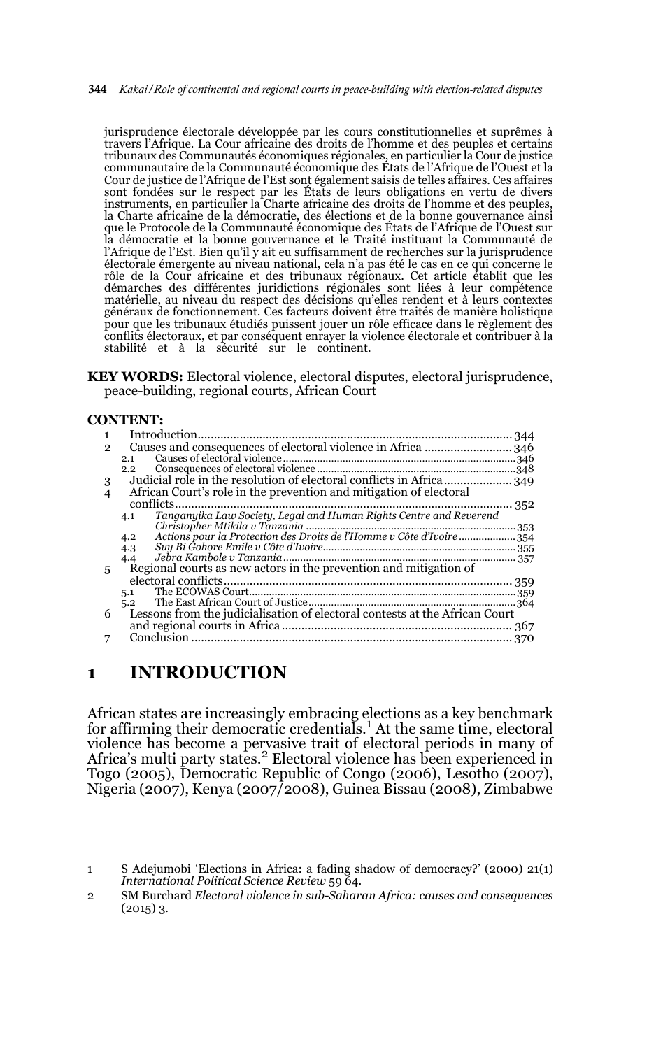jurisprudence électorale développée par les cours constitutionnelles et suprêmes à travers l'Afrique. La Cour africaine des droits de l'homme et des peuples et certains tribunaux des Communautés économiques régionales, en particulier la Cour de justice communautaire de la Communauté économique des États de l'Afrique de l'Ouest et la Cour de justice de l'Afrique de l'Est sont également saisis de telles affaires. Ces affaires sont fondées sur le respect par les États de leurs obligations en vertu de divers instruments, en particulier la Charte africaine des droits de l'homme et des peuples, la Charte africaine de la démocratie, des élections et de la bonne gouvernance ainsi que le Protocole de la Communauté économique des États de l'Afrique de l'Ouest sur la démocratie et la bonne gouvernance et le Traité instituant la Communauté de l'Afrique de l'Est. Bien qu'il y ait eu suffisamment de recherches sur la jurisprudence électorale émergente au niveau national, cela n'a pas été le cas en ce qui concerne le rôle de la Cour africaine et des tribunaux régionaux. Cet article établit que les démarches des différentes juridictions régionales sont liées à leur compétence matérielle, au niveau du respect des décisions qu'elles rendent et à leurs contextes généraux de fonctionnement. Ces facteurs doivent être traités de manière holistique pour que les tribunaux étudiés puissent jouer un rôle efficace dans le règlement des conflits électoraux, et par conséquent enrayer la violence électorale et contribuer à la stabilité et à la sécurité sur le continent.

**KEY WORDS:** Electoral violence, electoral disputes, electoral jurisprudence, peace-building, regional courts, African Court

**CONTENT:**

1 Introduction .......... 344
2 Causes and consequences of electoral violence in Africa .......... 346
  2.1 Causes of electoral violence .......... 346
  2.2 Consequences of electoral violence .......... 348
3 Judicial role in the resolution of electoral conflicts in Africa .......... 349
4 African Court's role in the prevention and mitigation of electoral conflicts .......... 352
  4.1 *Tanganyika Law Society, Legal and Human Rights Centre and Reverend Christopher Mtikila v Tanzania* .......... 353
  4.2 *Actions pour la Protection des Droits de l'Homme v Côte d'Ivoire* .......... 354
  4.3 *Suy Bi Gohore Emile v Côte d'Ivoire* .......... 355
  4.4 *Jebra Kambole v Tanzania* .......... 357
5 Regional courts as new actors in the prevention and mitigation of electoral conflicts .......... 359
  5.1 The ECOWAS Court .......... 359
  5.2 The East African Court of Justice .......... 364
6 Lessons from the judicialisation of electoral contests at the African Court and regional courts in Africa .......... 367
7 Conclusion .......... 370

# 1 INTRODUCTION

African states are increasingly embracing elections as a key benchmark for affirming their democratic credentials.[1] At the same time, electoral violence has become a pervasive trait of electoral periods in many of Africa's multi party states.[2] Electoral violence has been experienced in Togo (2005), Democratic Republic of Congo (2006), Lesotho (2007), Nigeria (2007), Kenya (2007/2008), Guinea Bissau (2008), Zimbabwe

1 S Adejumobi 'Elections in Africa: a fading shadow of democracy?' (2000) 21(1) *International Political Science Review* 59 64.

2 SM Burchard *Electoral violence in sub-Saharan Africa: causes and consequences* (2015) 3.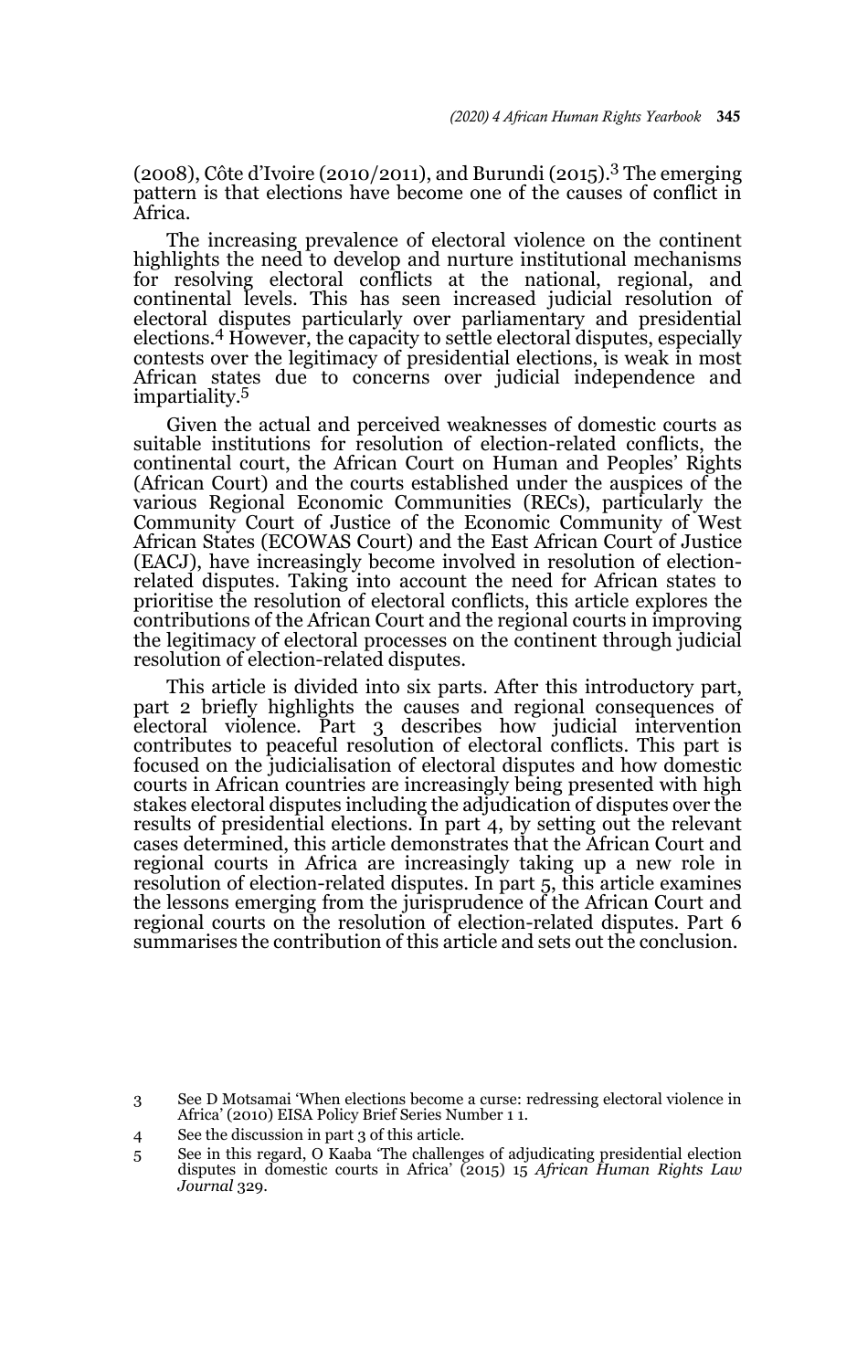(2008), Côte d'Ivoire (2010/2011), and Burundi (2015).[3] The emerging pattern is that elections have become one of the causes of conflict in Africa.

The increasing prevalence of electoral violence on the continent highlights the need to develop and nurture institutional mechanisms for resolving electoral conflicts at the national, regional, and continental levels. This has seen increased judicial resolution of electoral disputes particularly over parliamentary and presidential elections.[4] However, the capacity to settle electoral disputes, especially contests over the legitimacy of presidential elections, is weak in most African states due to concerns over judicial independence and impartiality.[5]

Given the actual and perceived weaknesses of domestic courts as suitable institutions for resolution of election-related conflicts, the continental court, the African Court on Human and Peoples' Rights (African Court) and the courts established under the auspices of the various Regional Economic Communities (RECs), particularly the Community Court of Justice of the Economic Community of West African States (ECOWAS Court) and the East African Court of Justice (EACJ), have increasingly become involved in resolution of election-related disputes. Taking into account the need for African states to prioritise the resolution of electoral conflicts, this article explores the contributions of the African Court and the regional courts in improving the legitimacy of electoral processes on the continent through judicial resolution of election-related disputes.

This article is divided into six parts. After this introductory part, part 2 briefly highlights the causes and regional consequences of electoral violence. Part 3 describes how judicial intervention contributes to peaceful resolution of electoral conflicts. This part is focused on the judicialisation of electoral disputes and how domestic courts in African countries are increasingly being presented with high stakes electoral disputes including the adjudication of disputes over the results of presidential elections. In part 4, by setting out the relevant cases determined, this article demonstrates that the African Court and regional courts in Africa are increasingly taking up a new role in resolution of election-related disputes. In part 5, this article examines the lessons emerging from the jurisprudence of the African Court and regional courts on the resolution of election-related disputes. Part 6 summarises the contribution of this article and sets out the conclusion.

---

3 See D Motsamai 'When elections become a curse: redressing electoral violence in Africa' (2010) EISA Policy Brief Series Number 1 1.

4 See the discussion in part 3 of this article.

5 See in this regard, O Kaaba 'The challenges of adjudicating presidential election disputes in domestic courts in Africa' (2015) 15 *African Human Rights Law Journal* 329.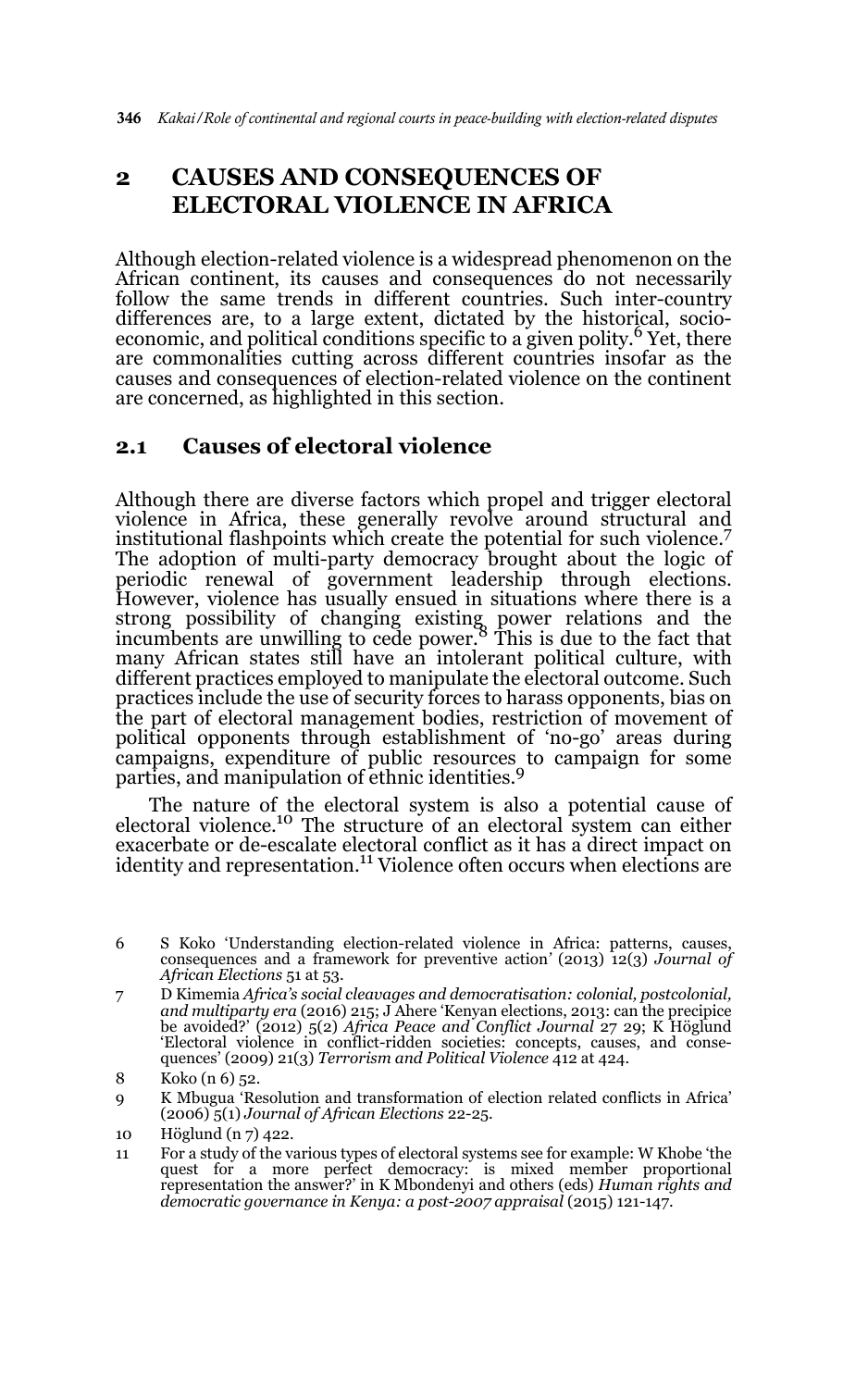## 2 CAUSES AND CONSEQUENCES OF ELECTORAL VIOLENCE IN AFRICA

Although election-related violence is a widespread phenomenon on the African continent, its causes and consequences do not necessarily follow the same trends in different countries. Such inter-country differences are, to a large extent, dictated by the historical, socio-economic, and political conditions specific to a given polity.[6] Yet, there are commonalities cutting across different countries insofar as the causes and consequences of election-related violence on the continent are concerned, as highlighted in this section.

### 2.1 Causes of electoral violence

Although there are diverse factors which propel and trigger electoral violence in Africa, these generally revolve around structural and institutional flashpoints which create the potential for such violence.[7] The adoption of multi-party democracy brought about the logic of periodic renewal of government leadership through elections. However, violence has usually ensued in situations where there is a strong possibility of changing existing power relations and the incumbents are unwilling to cede power.[8] This is due to the fact that many African states still have an intolerant political culture, with different practices employed to manipulate the electoral outcome. Such practices include the use of security forces to harass opponents, bias on the part of electoral management bodies, restriction of movement of political opponents through establishment of 'no-go' areas during campaigns, expenditure of public resources to campaign for some parties, and manipulation of ethnic identities.[9]

The nature of the electoral system is also a potential cause of electoral violence.[10] The structure of an electoral system can either exacerbate or de-escalate electoral conflict as it has a direct impact on identity and representation.[11] Violence often occurs when elections are

---

6 S Koko 'Understanding election-related violence in Africa: patterns, causes, consequences and a framework for preventive action' (2013) 12(3) *Journal of African Elections* 51 at 53.

7 D Kimemia *Africa's social cleavages and democratisation: colonial, postcolonial, and multiparty era* (2016) 215; J Ahere 'Kenyan elections, 2013: can the precipice be avoided?' (2012) 5(2) *Africa Peace and Conflict Journal* 27 29; K Höglund 'Electoral violence in conflict-ridden societies: concepts, causes, and consequences' (2009) 21(3) *Terrorism and Political Violence* 412 at 424.

8 Koko (n 6) 52.

9 K Mbugua 'Resolution and transformation of election related conflicts in Africa' (2006) 5(1) *Journal of African Elections* 22-25.

10 Höglund (n 7) 422.

11 For a study of the various types of electoral systems see for example: W Khobe 'the quest for a more perfect democracy: is mixed member proportional representation the answer?' in K Mbondenyi and others (eds) *Human rights and democratic governance in Kenya: a post-2007 appraisal* (2015) 121-147.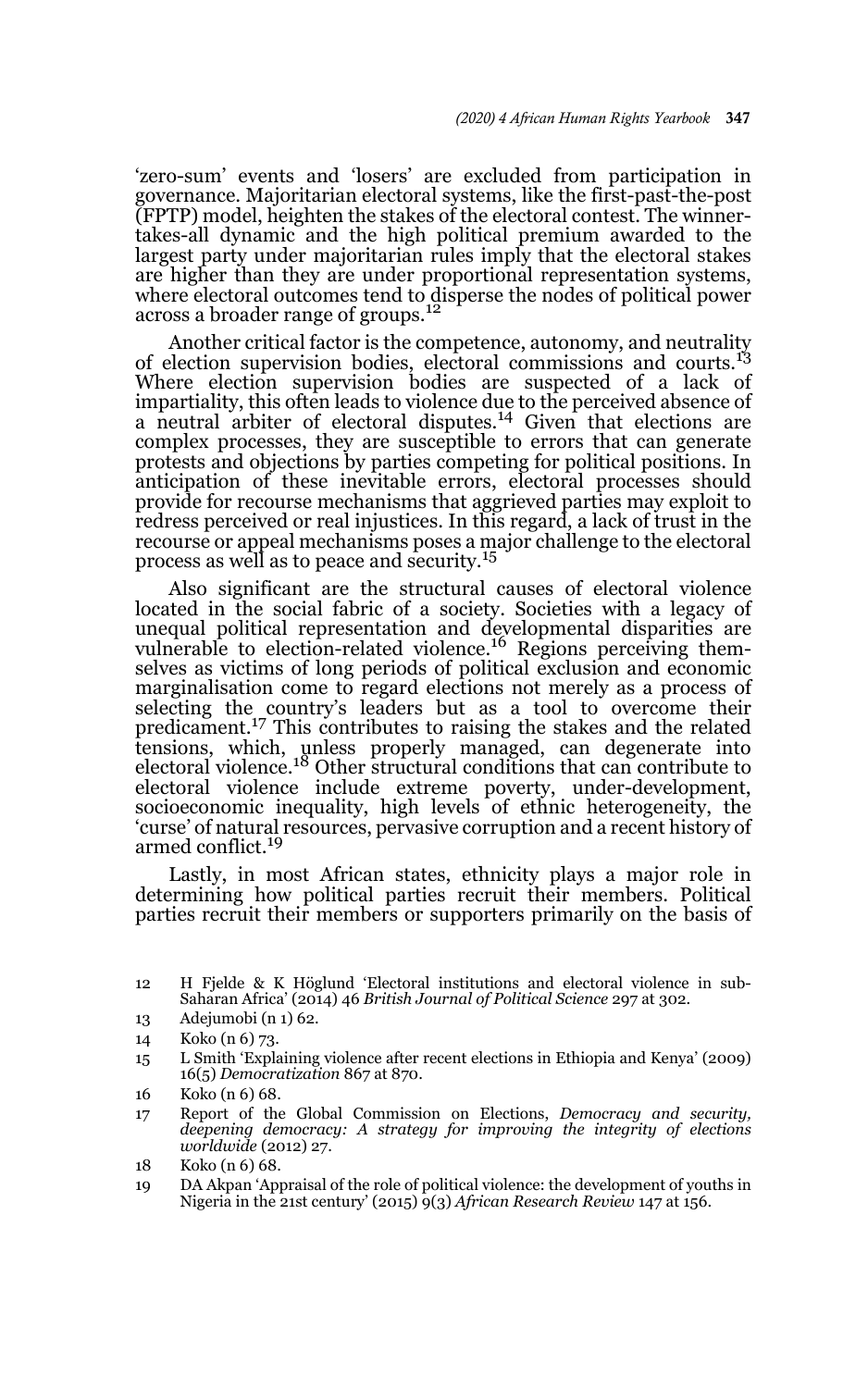'zero-sum' events and 'losers' are excluded from participation in governance. Majoritarian electoral systems, like the first-past-the-post (FPTP) model, heighten the stakes of the electoral contest. The winner-takes-all dynamic and the high political premium awarded to the largest party under majoritarian rules imply that the electoral stakes are higher than they are under proportional representation systems, where electoral outcomes tend to disperse the nodes of political power across a broader range of groups.[12]

Another critical factor is the competence, autonomy, and neutrality of election supervision bodies, electoral commissions and courts.[13] Where election supervision bodies are suspected of a lack of impartiality, this often leads to violence due to the perceived absence of a neutral arbiter of electoral disputes.[14] Given that elections are complex processes, they are susceptible to errors that can generate protests and objections by parties competing for political positions. In anticipation of these inevitable errors, electoral processes should provide for recourse mechanisms that aggrieved parties may exploit to redress perceived or real injustices. In this regard, a lack of trust in the recourse or appeal mechanisms poses a major challenge to the electoral process as well as to peace and security.[15]

Also significant are the structural causes of electoral violence located in the social fabric of a society. Societies with a legacy of unequal political representation and developmental disparities are vulnerable to election-related violence.[16] Regions perceiving themselves as victims of long periods of political exclusion and economic marginalisation come to regard elections not merely as a process of selecting the country's leaders but as a tool to overcome their predicament.[17] This contributes to raising the stakes and the related tensions, which, unless properly managed, can degenerate into electoral violence.[18] Other structural conditions that can contribute to electoral violence include extreme poverty, under-development, socioeconomic inequality, high levels of ethnic heterogeneity, the 'curse' of natural resources, pervasive corruption and a recent history of armed conflict.[19]

Lastly, in most African states, ethnicity plays a major role in determining how political parties recruit their members. Political parties recruit their members or supporters primarily on the basis of

---

12 H Fjelde & K Höglund 'Electoral institutions and electoral violence in sub-Saharan Africa' (2014) 46 *British Journal of Political Science* 297 at 302.

13 Adejumobi (n 1) 62.

14 Koko (n 6) 73.

15 L Smith 'Explaining violence after recent elections in Ethiopia and Kenya' (2009) 16(5) *Democratization* 867 at 870.

16 Koko (n 6) 68.

17 Report of the Global Commission on Elections, *Democracy and security, deepening democracy: A strategy for improving the integrity of elections worldwide* (2012) 27.

18 Koko (n 6) 68.

19 DA Akpan 'Appraisal of the role of political violence: the development of youths in Nigeria in the 21st century' (2015) 9(3) *African Research Review* 147 at 156.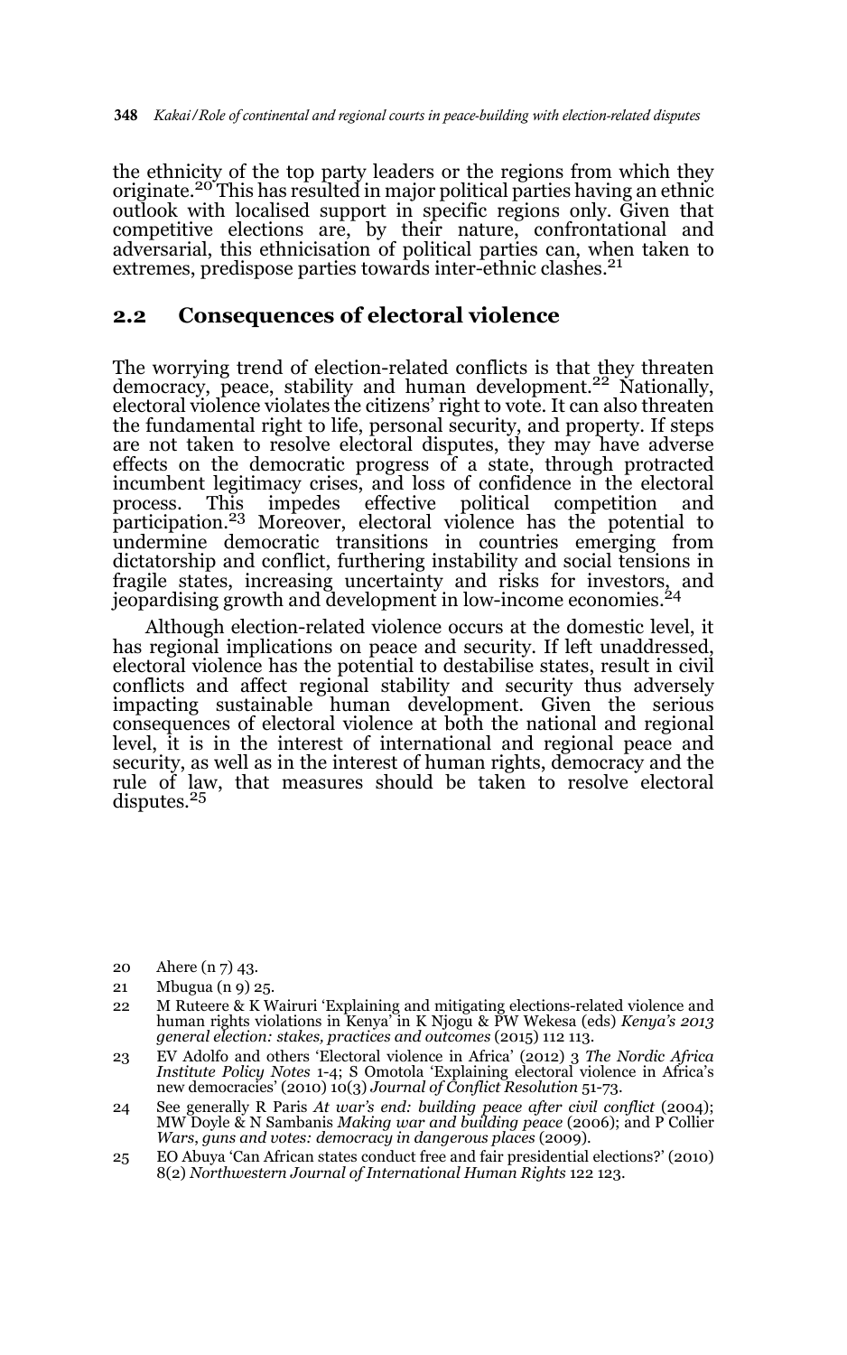the ethnicity of the top party leaders or the regions from which they originate.[20] This has resulted in major political parties having an ethnic outlook with localised support in specific regions only. Given that competitive elections are, by their nature, confrontational and adversarial, this ethnicisation of political parties can, when taken to extremes, predispose parties towards inter-ethnic clashes.[21]

## 2.2 Consequences of electoral violence

The worrying trend of election-related conflicts is that they threaten democracy, peace, stability and human development.[22] Nationally, electoral violence violates the citizens' right to vote. It can also threaten the fundamental right to life, personal security, and property. If steps are not taken to resolve electoral disputes, they may have adverse effects on the democratic progress of a state, through protracted incumbent legitimacy crises, and loss of confidence in the electoral process. This impedes effective political competition and participation.[23] Moreover, electoral violence has the potential to undermine democratic transitions in countries emerging from dictatorship and conflict, furthering instability and social tensions in fragile states, increasing uncertainty and risks for investors, and jeopardising growth and development in low-income economies.[24]

Although election-related violence occurs at the domestic level, it has regional implications on peace and security. If left unaddressed, electoral violence has the potential to destabilise states, result in civil conflicts and affect regional stability and security thus adversely impacting sustainable human development. Given the serious consequences of electoral violence at both the national and regional level, it is in the interest of international and regional peace and security, as well as in the interest of human rights, democracy and the rule of law, that measures should be taken to resolve electoral disputes.[25]

20 Ahere (n 7) 43.

21 Mbugua (n 9) 25.

22 M Ruteere & K Wairuri 'Explaining and mitigating elections-related violence and human rights violations in Kenya' in K Njogu & PW Wekesa (eds) *Kenya's 2013 general election: stakes, practices and outcomes* (2015) 112 113.

23 EV Adolfo and others 'Electoral violence in Africa' (2012) 3 *The Nordic Africa Institute Policy Notes* 1-4; S Omotola 'Explaining electoral violence in Africa's new democracies' (2010) 10(3) *Journal of Conflict Resolution* 51-73.

24 See generally R Paris *At war's end: building peace after civil conflict* (2004); MW Doyle & N Sambanis *Making war and building peace* (2006); and P Collier *Wars, guns and votes: democracy in dangerous places* (2009).

25 EO Abuya 'Can African states conduct free and fair presidential elections?' (2010) 8(2) *Northwestern Journal of International Human Rights* 122 123.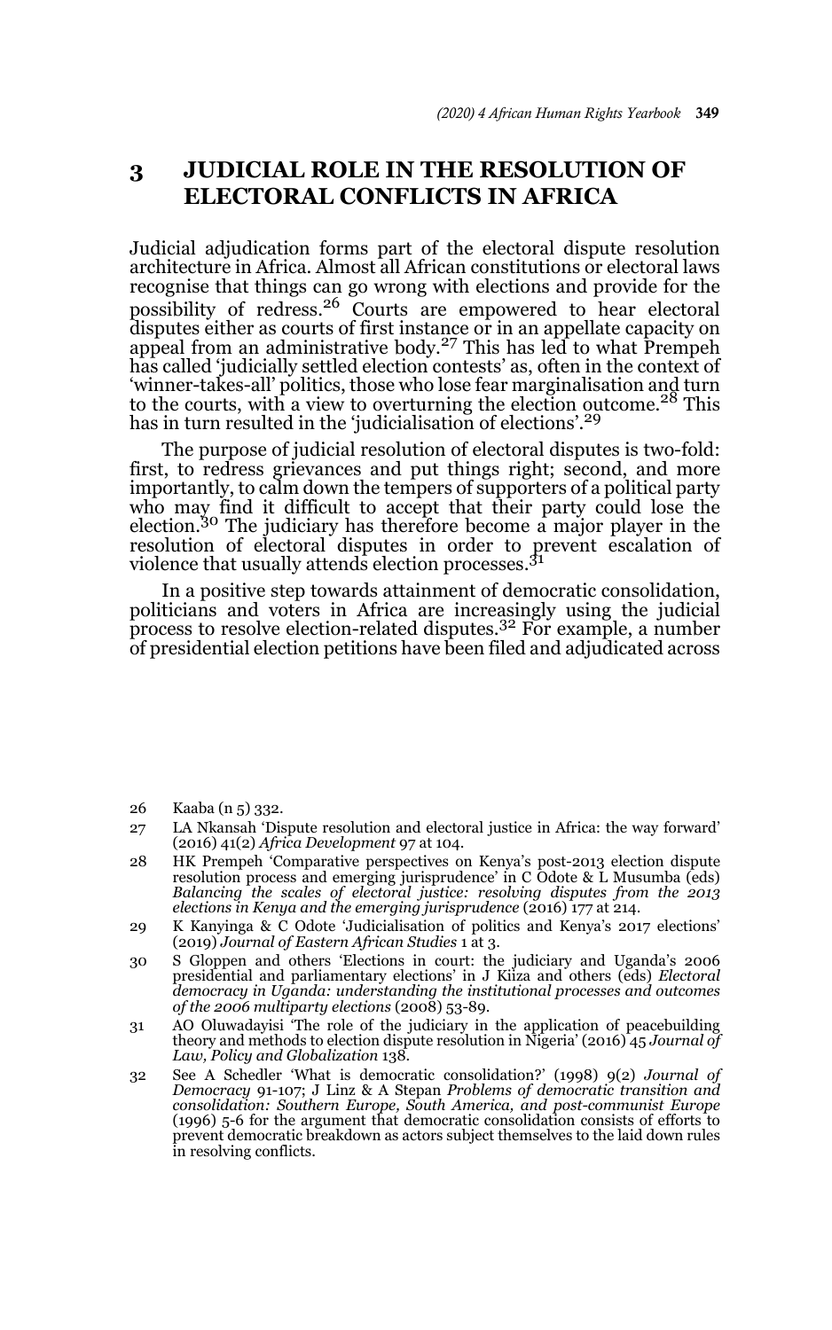## 3 JUDICIAL ROLE IN THE RESOLUTION OF ELECTORAL CONFLICTS IN AFRICA

Judicial adjudication forms part of the electoral dispute resolution architecture in Africa. Almost all African constitutions or electoral laws recognise that things can go wrong with elections and provide for the possibility of redress.[26] Courts are empowered to hear electoral disputes either as courts of first instance or in an appellate capacity on appeal from an administrative body.[27] This has led to what Prempeh has called 'judicially settled election contests' as, often in the context of 'winner-takes-all' politics, those who lose fear marginalisation and turn to the courts, with a view to overturning the election outcome.[28] This has in turn resulted in the 'judicialisation of elections'.[29]

The purpose of judicial resolution of electoral disputes is two-fold: first, to redress grievances and put things right; second, and more importantly, to calm down the tempers of supporters of a political party who may find it difficult to accept that their party could lose the election.[30] The judiciary has therefore become a major player in the resolution of electoral disputes in order to prevent escalation of violence that usually attends election processes.[31]

In a positive step towards attainment of democratic consolidation, politicians and voters in Africa are increasingly using the judicial process to resolve election-related disputes.[32] For example, a number of presidential election petitions have been filed and adjudicated across

---

26 Kaaba (n 5) 332.

27 LA Nkansah 'Dispute resolution and electoral justice in Africa: the way forward' (2016) 41(2) *Africa Development* 97 at 104.

28 HK Prempeh 'Comparative perspectives on Kenya's post-2013 election dispute resolution process and emerging jurisprudence' in C Odote & L Musumba (eds) *Balancing the scales of electoral justice: resolving disputes from the 2013 elections in Kenya and the emerging jurisprudence* (2016) 177 at 214.

29 K Kanyinga & C Odote 'Judicialisation of politics and Kenya's 2017 elections' (2019) *Journal of Eastern African Studies* 1 at 3.

30 S Gloppen and others 'Elections in court: the judiciary and Uganda's 2006 presidential and parliamentary elections' in J Kiiza and others (eds) *Electoral democracy in Uganda: understanding the institutional processes and outcomes of the 2006 multiparty elections* (2008) 53-89.

31 AO Oluwadayisi 'The role of the judiciary in the application of peacebuilding theory and methods to election dispute resolution in Nigeria' (2016) 45 *Journal of Law, Policy and Globalization* 138.

32 See A Schedler 'What is democratic consolidation?' (1998) 9(2) *Journal of Democracy* 91-107; J Linz & A Stepan *Problems of democratic transition and consolidation: Southern Europe, South America, and post-communist Europe* (1996) 5-6 for the argument that democratic consolidation consists of efforts to prevent democratic breakdown as actors subject themselves to the laid down rules in resolving conflicts.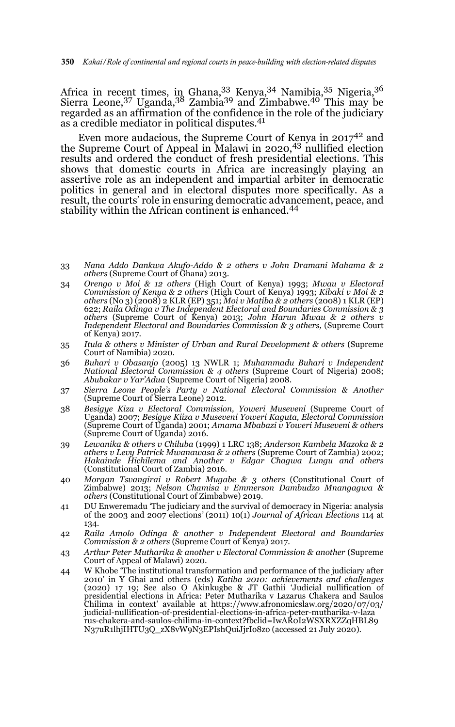Africa in recent times, in Ghana,[33] Kenya,[34] Namibia,[35] Nigeria,[36] Sierra Leone,[37] Uganda,[38] Zambia[39] and Zimbabwe.[40] This may be regarded as an affirmation of the confidence in the role of the judiciary as a credible mediator in political disputes.[41]

Even more audacious, the Supreme Court of Kenya in 2017[42] and the Supreme Court of Appeal in Malawi in 2020,[43] nullified election results and ordered the conduct of fresh presidential elections. This shows that domestic courts in Africa are increasingly playing an assertive role as an independent and impartial arbiter in democratic politics in general and in electoral disputes more specifically. As a result, the courts' role in ensuring democratic advancement, peace, and stability within the African continent is enhanced.[44]

---

33 *Nana Addo Dankwa Akufo-Addo & 2 others v John Dramani Mahama & 2 others* (Supreme Court of Ghana) 2013.

34 *Orengo v Moi & 12 others* (High Court of Kenya) 1993; *Mwau v Electoral Commission of Kenya & 2 others* (High Court of Kenya) 1993; *Kibaki v Moi & 2 others* (No 3) (2008) 2 KLR (EP) 351; *Moi v Matiba & 2 others* (2008) 1 KLR (EP) 622; *Raila Odinga v The Independent Electoral and Boundaries Commission & 3 others* (Supreme Court of Kenya) 2013; *John Harun Mwau & 2 others v Independent Electoral and Boundaries Commission & 3 others,* (Supreme Court of Kenya) 2017.

35 *Itula & others v Minister of Urban and Rural Development & others* (Supreme Court of Namibia) 2020.

36 *Buhari v Obasanjo* (2005) 13 NWLR 1; *Muhammadu Buhari v Independent National Electoral Commission & 4 others* (Supreme Court of Nigeria) 2008; *Abubakar v Yar'Adua* (Supreme Court of Nigeria) 2008.

37 *Sierra Leone People's Party v National Electoral Commission & Another* (Supreme Court of Sierra Leone) 2012.

38 *Besigye Kiza v Electoral Commission, Yoweri Museveni* (Supreme Court of Uganda) 2007; *Besigye Kiiza v Museveni Yoweri Kaguta, Electoral Commission* (Supreme Court of Uganda) 2001; *Amama Mbabazi v Yoweri Museveni & others* (Supreme Court of Uganda) 2016.

39 *Lewanika & others v Chiluba* (1999) 1 LRC 138; *Anderson Kambela Mazoka & 2 others v Levy Patrick Mwanawasa & 2 others* (Supreme Court of Zambia) 2002; *Hakainde Hichilema and Another v Edgar Chagwa Lungu and others* (Constitutional Court of Zambia) 2016.

40 *Morgan Tsvangirai v Robert Mugabe & 3 others* (Constitutional Court of Zimbabwe) 2013; *Nelson Chamisa v Emmerson Dambudzo Mnangagwa & others* (Constitutional Court of Zimbabwe) 2019.

41 DU Enweremadu 'The judiciary and the survival of democracy in Nigeria: analysis of the 2003 and 2007 elections' (2011) 10(1) *Journal of African Elections* 114 at 134.

42 *Raila Amolo Odinga & another v Independent Electoral and Boundaries Commission & 2 others* (Supreme Court of Kenya) 2017.

43 *Arthur Peter Mutharika & another v Electoral Commission & another* (Supreme Court of Appeal of Malawi) 2020.

44 W Khobe 'The institutional transformation and performance of the judiciary after 2010' in Y Ghai and others (eds) *Katiba 2010: achievements and challenges* (2020) 17 19; See also O Akinkugbe & JT Gathii 'Judicial nullification of presidential elections in Africa: Peter Mutharika v Lazarus Chakera and Saulos Chilima in context' available at https://www.afronomicslaw.org/2020/07/03/judicial-nullification-of-presidential-elections-in-africa-peter-mutharika-v-lazarus-chakera-and-saulos-chilima-in-context?fbclid=IwAR0I2WSXRXZZqHBL89N37uR1lhjIHTU3Q_zX8vW9N3EPIshQuiJjrIo8zo (accessed 21 July 2020).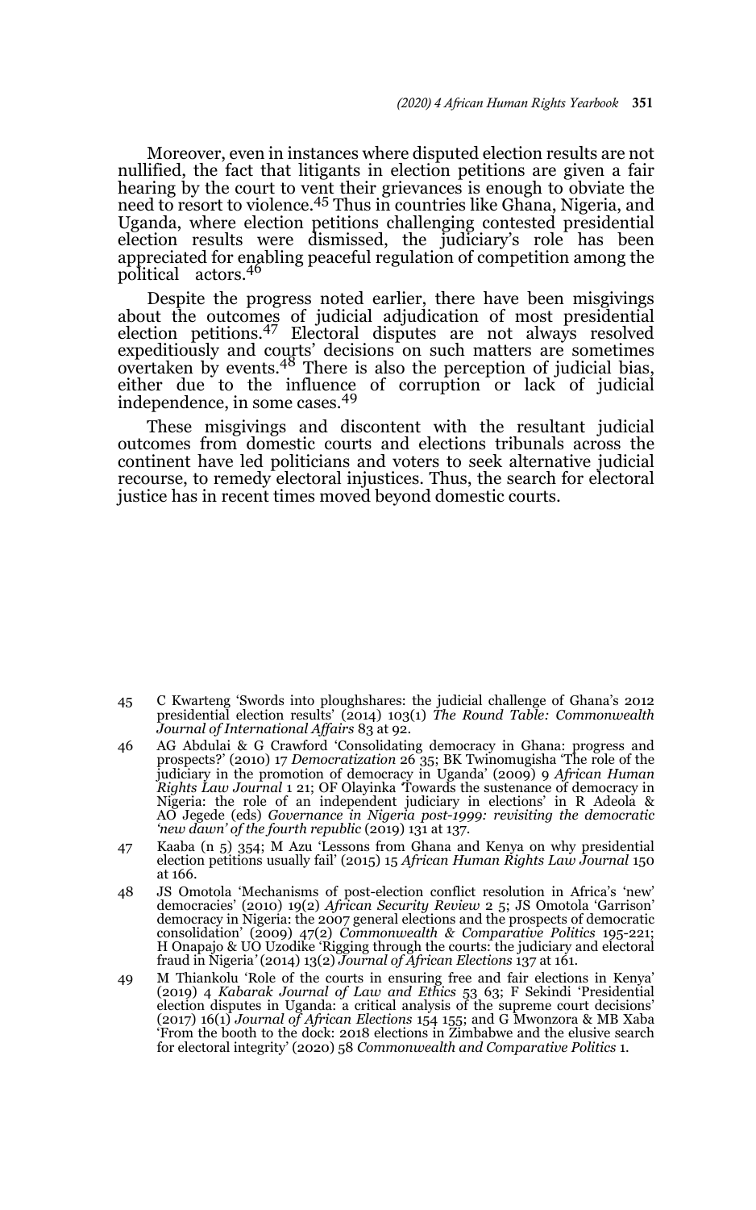Moreover, even in instances where disputed election results are not nullified, the fact that litigants in election petitions are given a fair hearing by the court to vent their grievances is enough to obviate the need to resort to violence.[45] Thus in countries like Ghana, Nigeria, and Uganda, where election petitions challenging contested presidential election results were dismissed, the judiciary's role has been appreciated for enabling peaceful regulation of competition among the political actors.[46]

Despite the progress noted earlier, there have been misgivings about the outcomes of judicial adjudication of most presidential election petitions.[47] Electoral disputes are not always resolved expeditiously and courts' decisions on such matters are sometimes overtaken by events.[48] There is also the perception of judicial bias, either due to the influence of corruption or lack of judicial independence, in some cases.[49]

These misgivings and discontent with the resultant judicial outcomes from domestic courts and elections tribunals across the continent have led politicians and voters to seek alternative judicial recourse, to remedy electoral injustices. Thus, the search for electoral justice has in recent times moved beyond domestic courts.

---

45 C Kwarteng 'Swords into ploughshares: the judicial challenge of Ghana's 2012 presidential election results' (2014) 103(1) *The Round Table: Commonwealth Journal of International Affairs* 83 at 92.

46 AG Abdulai & G Crawford 'Consolidating democracy in Ghana: progress and prospects?' (2010) 17 *Democratization* 26 35; BK Twinomugisha 'The role of the judiciary in the promotion of democracy in Uganda' (2009) 9 *African Human Rights Law Journal* 1 21; OF Olayinka 'Towards the sustenance of democracy in Nigeria: the role of an independent judiciary in elections' in R Adeola & AO Jegede (eds) *Governance in Nigeria post-1999: revisiting the democratic 'new dawn' of the fourth republic* (2019) 131 at 137.

47 Kaaba (n 5) 354; M Azu 'Lessons from Ghana and Kenya on why presidential election petitions usually fail' (2015) 15 *African Human Rights Law Journal* 150 at 166.

48 JS Omotola 'Mechanisms of post-election conflict resolution in Africa's 'new' democracies' (2010) 19(2) *African Security Review* 2 5; JS Omotola 'Garrison' democracy in Nigeria: the 2007 general elections and the prospects of democratic consolidation' (2009) 47(2) *Commonwealth & Comparative Politics* 195-221; H Onapajo & UO Uzodike 'Rigging through the courts: the judiciary and electoral fraud in Nigeria' (2014) 13(2) *Journal of African Elections* 137 at 161.

49 M Thiankolu 'Role of the courts in ensuring free and fair elections in Kenya' (2019) 4 *Kabarak Journal of Law and Ethics* 53 63; F Sekindi 'Presidential election disputes in Uganda: a critical analysis of the supreme court decisions' (2017) 16(1) *Journal of African Elections* 154 155; and G Mwonzora & MB Xaba 'From the booth to the dock: 2018 elections in Zimbabwe and the elusive search for electoral integrity' (2020) 58 *Commonwealth and Comparative Politics* 1.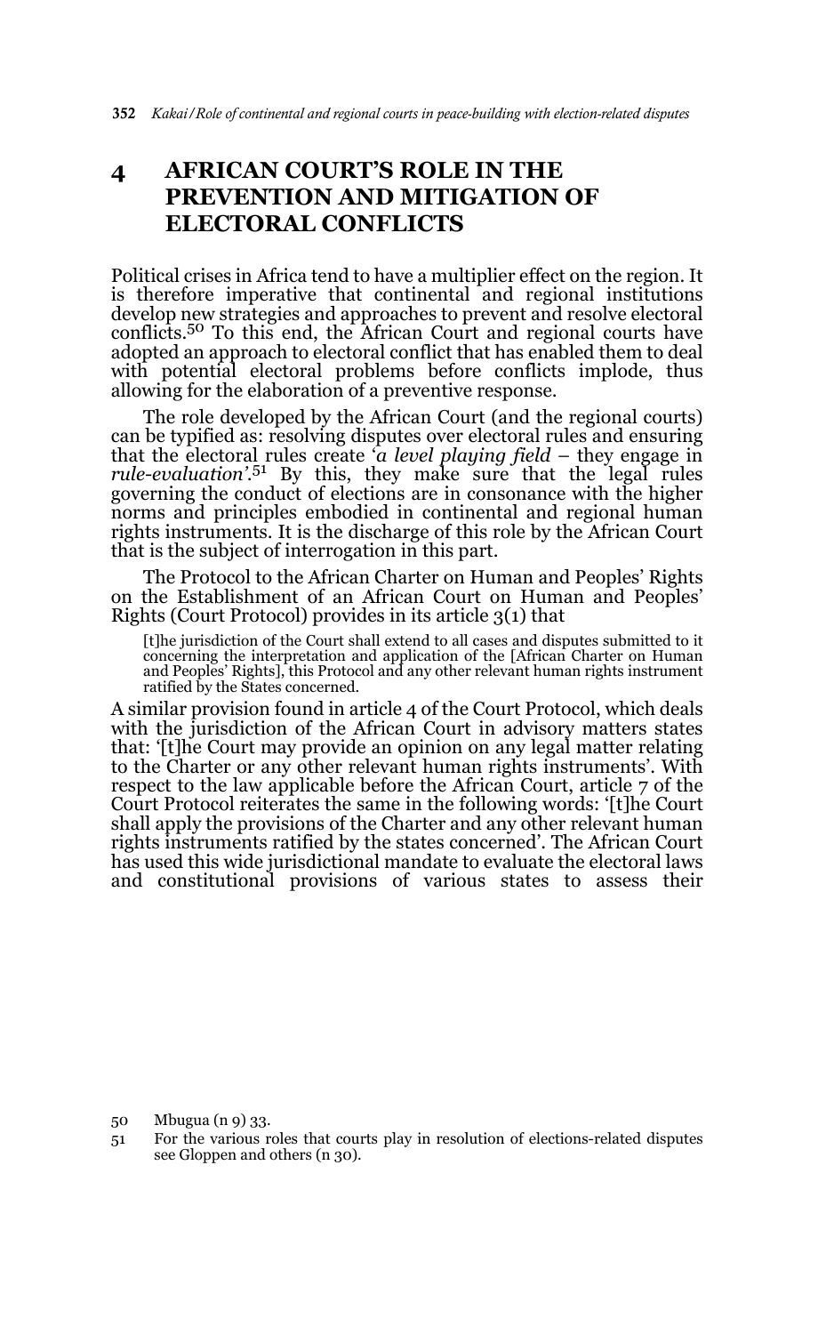## 4 AFRICAN COURT'S ROLE IN THE PREVENTION AND MITIGATION OF ELECTORAL CONFLICTS

Political crises in Africa tend to have a multiplier effect on the region. It is therefore imperative that continental and regional institutions develop new strategies and approaches to prevent and resolve electoral conflicts.[50] To this end, the African Court and regional courts have adopted an approach to electoral conflict that has enabled them to deal with potential electoral problems before conflicts implode, thus allowing for the elaboration of a preventive response.

The role developed by the African Court (and the regional courts) can be typified as: resolving disputes over electoral rules and ensuring that the electoral rules create '*a level playing field* – they engage in *rule-evaluation*'.[51] By this, they make sure that the legal rules governing the conduct of elections are in consonance with the higher norms and principles embodied in continental and regional human rights instruments. It is the discharge of this role by the African Court that is the subject of interrogation in this part.

The Protocol to the African Charter on Human and Peoples' Rights on the Establishment of an African Court on Human and Peoples' Rights (Court Protocol) provides in its article 3(1) that

> [t]he jurisdiction of the Court shall extend to all cases and disputes submitted to it concerning the interpretation and application of the [African Charter on Human and Peoples' Rights], this Protocol and any other relevant human rights instrument ratified by the States concerned.

A similar provision found in article 4 of the Court Protocol, which deals with the jurisdiction of the African Court in advisory matters states that: '[t]he Court may provide an opinion on any legal matter relating to the Charter or any other relevant human rights instruments'. With respect to the law applicable before the African Court, article 7 of the Court Protocol reiterates the same in the following words: '[t]he Court shall apply the provisions of the Charter and any other relevant human rights instruments ratified by the states concerned'. The African Court has used this wide jurisdictional mandate to evaluate the electoral laws and constitutional provisions of various states to assess their

---

50 Mbugua (n 9) 33.

51 For the various roles that courts play in resolution of elections-related disputes see Gloppen and others (n 30).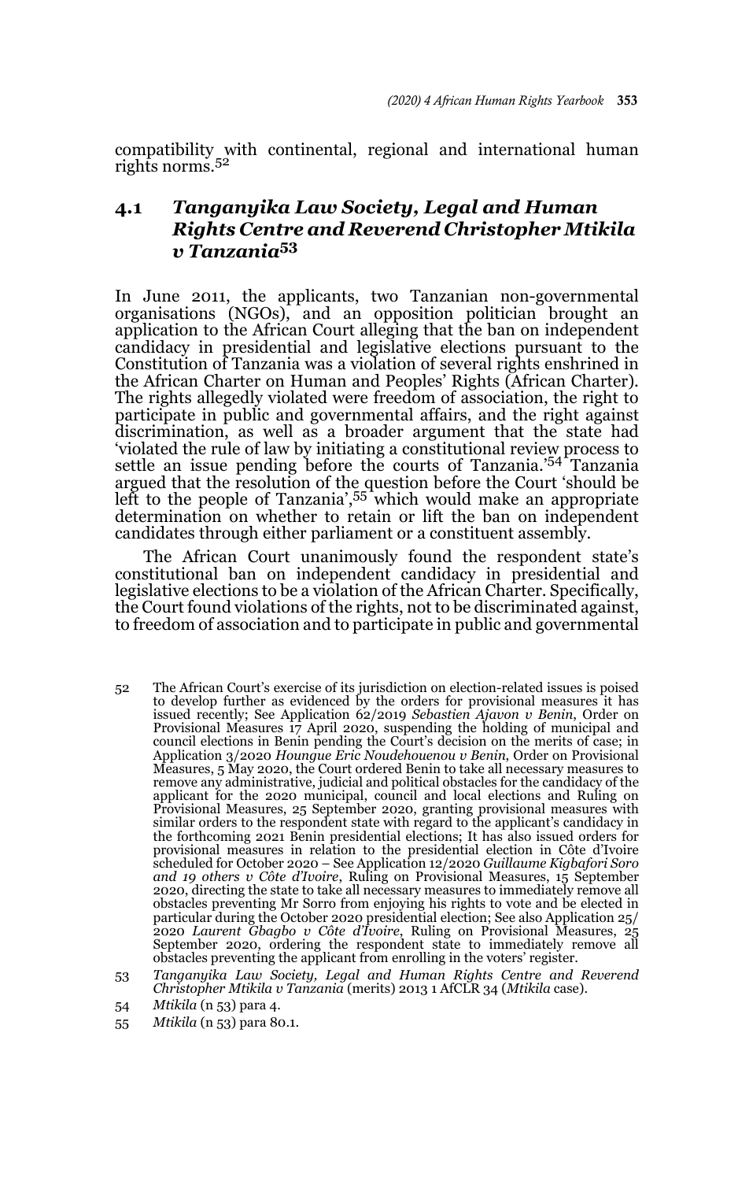compatibility with continental, regional and international human rights norms.[52]

## 4.1 *Tanganyika Law Society, Legal and Human Rights Centre and Reverend Christopher Mtikila v Tanzania*[53]

In June 2011, the applicants, two Tanzanian non-governmental organisations (NGOs), and an opposition politician brought an application to the African Court alleging that the ban on independent candidacy in presidential and legislative elections pursuant to the Constitution of Tanzania was a violation of several rights enshrined in the African Charter on Human and Peoples' Rights (African Charter). The rights allegedly violated were freedom of association, the right to participate in public and governmental affairs, and the right against discrimination, as well as a broader argument that the state had 'violated the rule of law by initiating a constitutional review process to settle an issue pending before the courts of Tanzania.'[54] Tanzania argued that the resolution of the question before the Court 'should be left to the people of Tanzania',[55] which would make an appropriate determination on whether to retain or lift the ban on independent candidates through either parliament or a constituent assembly.

The African Court unanimously found the respondent state's constitutional ban on independent candidacy in presidential and legislative elections to be a violation of the African Charter. Specifically, the Court found violations of the rights, not to be discriminated against, to freedom of association and to participate in public and governmental

---

52 The African Court's exercise of its jurisdiction on election-related issues is poised to develop further as evidenced by the orders for provisional measures it has issued recently; See Application 62/2019 *Sebastien Ajavon v Benin*, Order on Provisional Measures 17 April 2020, suspending the holding of municipal and council elections in Benin pending the Court's decision on the merits of case; in Application 3/2020 *Houngue Eric Noudehouenou v Benin*, Order on Provisional Measures, 5 May 2020, the Court ordered Benin to take all necessary measures to remove any administrative, judicial and political obstacles for the candidacy of the applicant for the 2020 municipal, council and local elections and Ruling on Provisional Measures, 25 September 2020, granting provisional measures with similar orders to the respondent state with regard to the applicant's candidacy in the forthcoming 2021 Benin presidential elections; It has also issued orders for provisional measures in relation to the presidential election in Côte d'Ivoire scheduled for October 2020 – See Application 12/2020 *Guillaume Kigbafori Soro and 19 others v Côte d'Ivoire*, Ruling on Provisional Measures, 15 September 2020, directing the state to take all necessary measures to immediately remove all obstacles preventing Mr Sorro from enjoying his rights to vote and be elected in particular during the October 2020 presidential election; See also Application 25/2020 *Laurent Gbagbo v Côte d'Ivoire*, Ruling on Provisional Measures, 25 September 2020, ordering the respondent state to immediately remove all obstacles preventing the applicant from enrolling in the voters' register.

53 *Tanganyika Law Society, Legal and Human Rights Centre and Reverend Christopher Mtikila v Tanzania* (merits) 2013 1 AfCLR 34 (*Mtikila* case).

54 *Mtikila* (n 53) para 4.

55 *Mtikila* (n 53) para 80.1.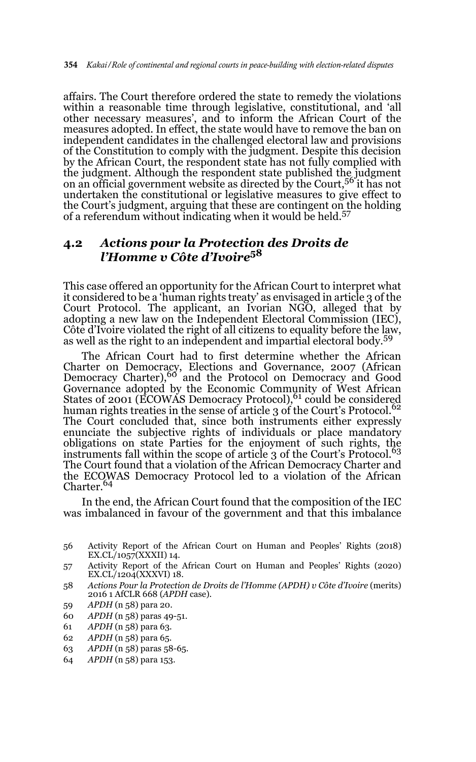affairs. The Court therefore ordered the state to remedy the violations within a reasonable time through legislative, constitutional, and 'all other necessary measures', and to inform the African Court of the measures adopted. In effect, the state would have to remove the ban on independent candidates in the challenged electoral law and provisions of the Constitution to comply with the judgment. Despite this decision by the African Court, the respondent state has not fully complied with the judgment. Although the respondent state published the judgment on an official government website as directed by the Court,[56] it has not undertaken the constitutional or legislative measures to give effect to the Court's judgment, arguing that these are contingent on the holding of a referendum without indicating when it would be held.[57]

## 4.2 *Actions pour la Protection des Droits de l'Homme v Côte d'Ivoire*[58]

This case offered an opportunity for the African Court to interpret what it considered to be a 'human rights treaty' as envisaged in article 3 of the Court Protocol. The applicant, an Ivorian NGO, alleged that by adopting a new law on the Independent Electoral Commission (IEC), Côte d'Ivoire violated the right of all citizens to equality before the law, as well as the right to an independent and impartial electoral body.[59]

The African Court had to first determine whether the African Charter on Democracy, Elections and Governance, 2007 (African Democracy Charter),[60] and the Protocol on Democracy and Good Governance adopted by the Economic Community of West African States of 2001 (ECOWAS Democracy Protocol),[61] could be considered human rights treaties in the sense of article 3 of the Court's Protocol.[62] The Court concluded that, since both instruments either expressly enunciate the subjective rights of individuals or place mandatory obligations on state Parties for the enjoyment of such rights, the instruments fall within the scope of article 3 of the Court's Protocol.[63] The Court found that a violation of the African Democracy Charter and the ECOWAS Democracy Protocol led to a violation of the African Charter.[64]

In the end, the African Court found that the composition of the IEC was imbalanced in favour of the government and that this imbalance

---

56 Activity Report of the African Court on Human and Peoples' Rights (2018) EX.CL/1057(XXXII) 14.

57 Activity Report of the African Court on Human and Peoples' Rights (2020) EX.CL/1204(XXXVI) 18.

58 *Actions Pour la Protection de Droits de l'Homme (APDH) v Côte d'Ivoire* (merits) 2016 1 AfCLR 668 (*APDH* case).

59 *APDH* (n 58) para 20.

60 *APDH* (n 58) paras 49-51.

61 *APDH* (n 58) para 63.

62 *APDH* (n 58) para 65.

63 *APDH* (n 58) paras 58-65.

64 *APDH* (n 58) para 153.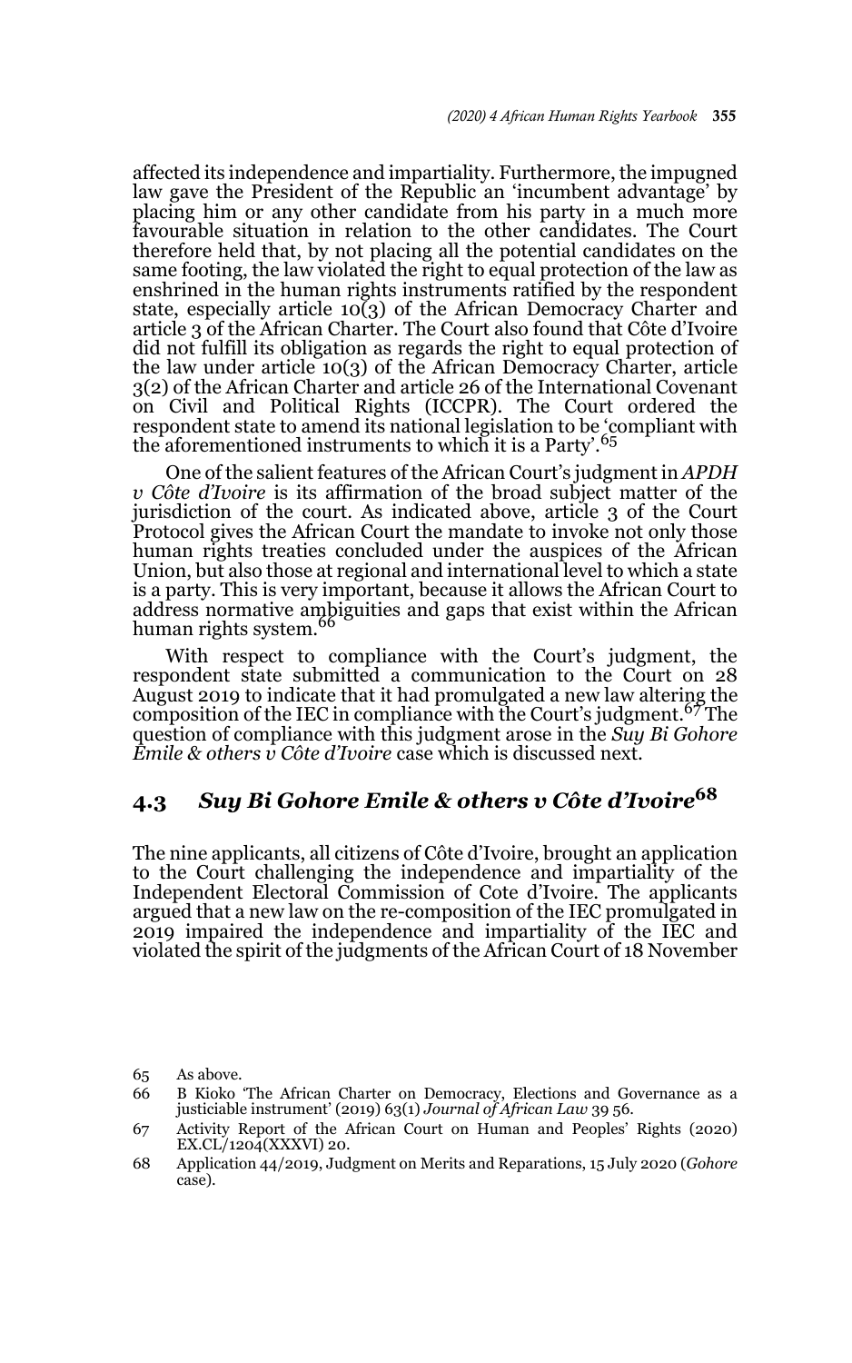affected its independence and impartiality. Furthermore, the impugned law gave the President of the Republic an 'incumbent advantage' by placing him or any other candidate from his party in a much more favourable situation in relation to the other candidates. The Court therefore held that, by not placing all the potential candidates on the same footing, the law violated the right to equal protection of the law as enshrined in the human rights instruments ratified by the respondent state, especially article 10(3) of the African Democracy Charter and article 3 of the African Charter. The Court also found that Côte d'Ivoire did not fulfill its obligation as regards the right to equal protection of the law under article 10(3) of the African Democracy Charter, article 3(2) of the African Charter and article 26 of the International Covenant on Civil and Political Rights (ICCPR). The Court ordered the respondent state to amend its national legislation to be 'compliant with the aforementioned instruments to which it is a Party'.[65]

One of the salient features of the African Court's judgment in *APDH v Côte d'Ivoire* is its affirmation of the broad subject matter of the jurisdiction of the court. As indicated above, article 3 of the Court Protocol gives the African Court the mandate to invoke not only those human rights treaties concluded under the auspices of the African Union, but also those at regional and international level to which a state is a party. This is very important, because it allows the African Court to address normative ambiguities and gaps that exist within the African human rights system.[66]

With respect to compliance with the Court's judgment, the respondent state submitted a communication to the Court on 28 August 2019 to indicate that it had promulgated a new law altering the composition of the IEC in compliance with the Court's judgment.[67] The question of compliance with this judgment arose in the *Suy Bi Gohore Emile & others v Côte d'Ivoire* case which is discussed next.

## 4.3 *Suy Bi Gohore Emile & others v Côte d'Ivoire*[68]

The nine applicants, all citizens of Côte d'Ivoire, brought an application to the Court challenging the independence and impartiality of the Independent Electoral Commission of Cote d'Ivoire. The applicants argued that a new law on the re-composition of the IEC promulgated in 2019 impaired the independence and impartiality of the IEC and violated the spirit of the judgments of the African Court of 18 November

---

65 As above.

66 B Kioko 'The African Charter on Democracy, Elections and Governance as a justiciable instrument' (2019) 63(1) *Journal of African Law* 39 56.

67 Activity Report of the African Court on Human and Peoples' Rights (2020) EX.CL/1204(XXXVI) 20.

68 Application 44/2019, Judgment on Merits and Reparations, 15 July 2020 (*Gohore* case).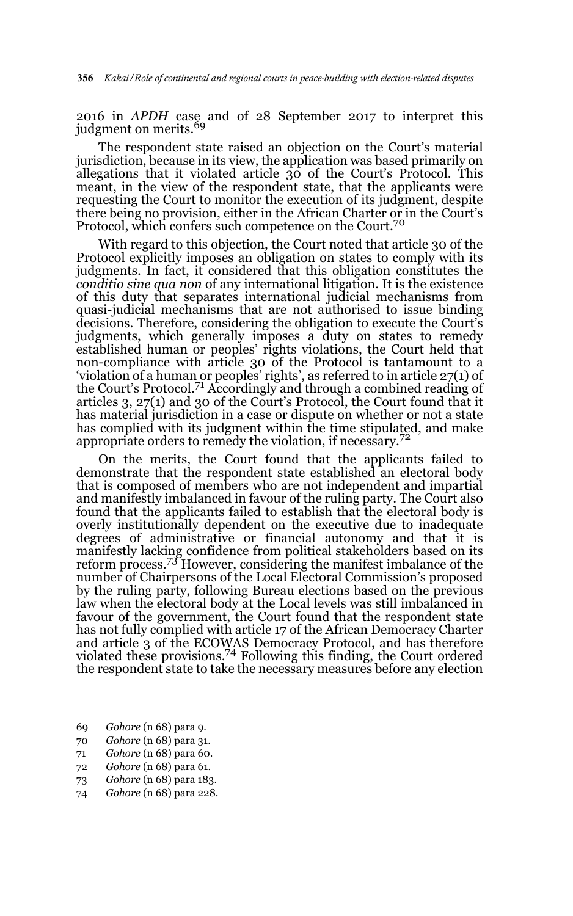2016 in *APDH* case and of 28 September 2017 to interpret this judgment on merits.[69]

The respondent state raised an objection on the Court's material jurisdiction, because in its view, the application was based primarily on allegations that it violated article 30 of the Court's Protocol. This meant, in the view of the respondent state, that the applicants were requesting the Court to monitor the execution of its judgment, despite there being no provision, either in the African Charter or in the Court's Protocol, which confers such competence on the Court.[70]

With regard to this objection, the Court noted that article 30 of the Protocol explicitly imposes an obligation on states to comply with its judgments. In fact, it considered that this obligation constitutes the *conditio sine qua non* of any international litigation. It is the existence of this duty that separates international judicial mechanisms from quasi-judicial mechanisms that are not authorised to issue binding decisions. Therefore, considering the obligation to execute the Court's judgments, which generally imposes a duty on states to remedy established human or peoples' rights violations, the Court held that non-compliance with article 30 of the Protocol is tantamount to a 'violation of a human or peoples' rights', as referred to in article 27(1) of the Court's Protocol.[71] Accordingly and through a combined reading of articles 3, 27(1) and 30 of the Court's Protocol, the Court found that it has material jurisdiction in a case or dispute on whether or not a state has complied with its judgment within the time stipulated, and make appropriate orders to remedy the violation, if necessary.[72]

On the merits, the Court found that the applicants failed to demonstrate that the respondent state established an electoral body that is composed of members who are not independent and impartial and manifestly imbalanced in favour of the ruling party. The Court also found that the applicants failed to establish that the electoral body is overly institutionally dependent on the executive due to inadequate degrees of administrative or financial autonomy and that it is manifestly lacking confidence from political stakeholders based on its reform process.[73] However, considering the manifest imbalance of the number of Chairpersons of the Local Electoral Commission's proposed by the ruling party, following Bureau elections based on the previous law when the electoral body at the Local levels was still imbalanced in favour of the government, the Court found that the respondent state has not fully complied with article 17 of the African Democracy Charter and article 3 of the ECOWAS Democracy Protocol, and has therefore violated these provisions.[74] Following this finding, the Court ordered the respondent state to take the necessary measures before any election

69 *Gohore* (n 68) para 9.

70 *Gohore* (n 68) para 31.

71 *Gohore* (n 68) para 60.

72 *Gohore* (n 68) para 61.

73 *Gohore* (n 68) para 183.

74 *Gohore* (n 68) para 228.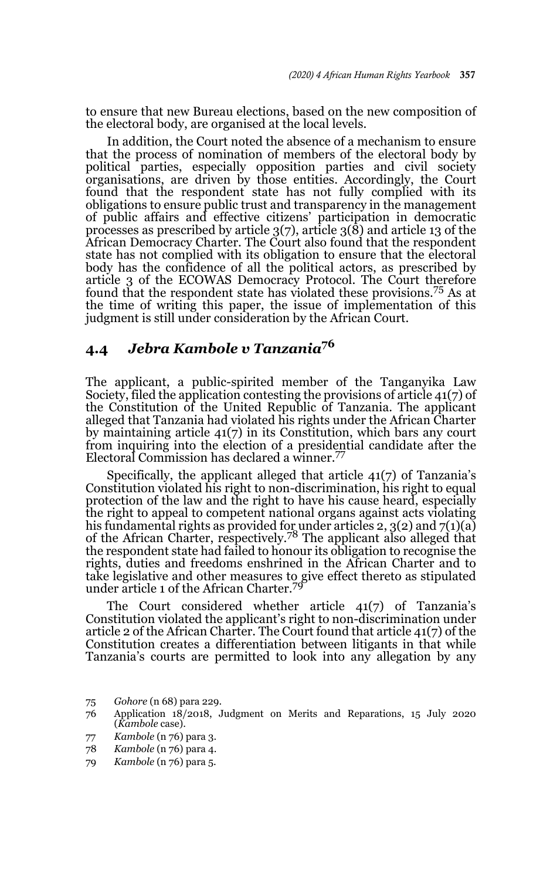to ensure that new Bureau elections, based on the new composition of the electoral body, are organised at the local levels.

In addition, the Court noted the absence of a mechanism to ensure that the process of nomination of members of the electoral body by political parties, especially opposition parties and civil society organisations, are driven by those entities. Accordingly, the Court found that the respondent state has not fully complied with its obligations to ensure public trust and transparency in the management of public affairs and effective citizens' participation in democratic processes as prescribed by article 3(7), article 3(8) and article 13 of the African Democracy Charter. The Court also found that the respondent state has not complied with its obligation to ensure that the electoral body has the confidence of all the political actors, as prescribed by article 3 of the ECOWAS Democracy Protocol. The Court therefore found that the respondent state has violated these provisions.[75] As at the time of writing this paper, the issue of implementation of this judgment is still under consideration by the African Court.

## 4.4 *Jebra Kambole v Tanzania*[76]

The applicant, a public-spirited member of the Tanganyika Law Society, filed the application contesting the provisions of article 41(7) of the Constitution of the United Republic of Tanzania. The applicant alleged that Tanzania had violated his rights under the African Charter by maintaining article 41(7) in its Constitution, which bars any court from inquiring into the election of a presidential candidate after the Electoral Commission has declared a winner.[77]

Specifically, the applicant alleged that article 41(7) of Tanzania's Constitution violated his right to non-discrimination, his right to equal protection of the law and the right to have his cause heard, especially the right to appeal to competent national organs against acts violating his fundamental rights as provided for under articles 2, 3(2) and 7(1)(a) of the African Charter, respectively.[78] The applicant also alleged that the respondent state had failed to honour its obligation to recognise the rights, duties and freedoms enshrined in the African Charter and to take legislative and other measures to give effect thereto as stipulated under article 1 of the African Charter.[79]

The Court considered whether article 41(7) of Tanzania's Constitution violated the applicant's right to non-discrimination under article 2 of the African Charter. The Court found that article 41(7) of the Constitution creates a differentiation between litigants in that while Tanzania's courts are permitted to look into any allegation by any

---

75 *Gohore* (n 68) para 229.

76 Application 18/2018, Judgment on Merits and Reparations, 15 July 2020 (*Kambole* case).

77 *Kambole* (n 76) para 3.

78 *Kambole* (n 76) para 4.

79 *Kambole* (n 76) para 5.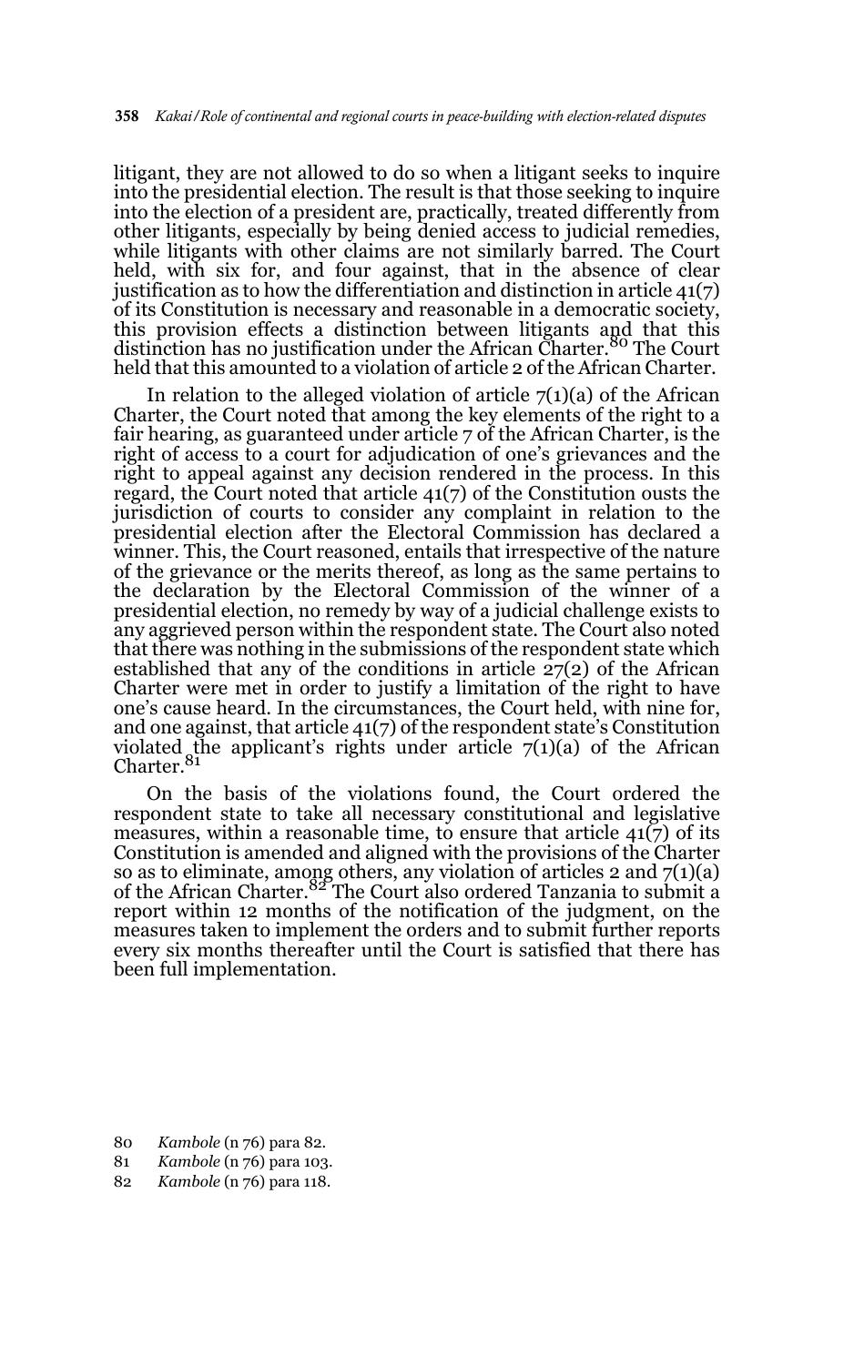litigant, they are not allowed to do so when a litigant seeks to inquire into the presidential election. The result is that those seeking to inquire into the election of a president are, practically, treated differently from other litigants, especially by being denied access to judicial remedies, while litigants with other claims are not similarly barred. The Court held, with six for, and four against, that in the absence of clear justification as to how the differentiation and distinction in article 41(7) of its Constitution is necessary and reasonable in a democratic society, this provision effects a distinction between litigants and that this distinction has no justification under the African Charter.[80] The Court held that this amounted to a violation of article 2 of the African Charter.

In relation to the alleged violation of article 7(1)(a) of the African Charter, the Court noted that among the key elements of the right to a fair hearing, as guaranteed under article 7 of the African Charter, is the right of access to a court for adjudication of one's grievances and the right to appeal against any decision rendered in the process. In this regard, the Court noted that article 41(7) of the Constitution ousts the jurisdiction of courts to consider any complaint in relation to the presidential election after the Electoral Commission has declared a winner. This, the Court reasoned, entails that irrespective of the nature of the grievance or the merits thereof, as long as the same pertains to the declaration by the Electoral Commission of the winner of a presidential election, no remedy by way of a judicial challenge exists to any aggrieved person within the respondent state. The Court also noted that there was nothing in the submissions of the respondent state which established that any of the conditions in article 27(2) of the African Charter were met in order to justify a limitation of the right to have one's cause heard. In the circumstances, the Court held, with nine for, and one against, that article 41(7) of the respondent state's Constitution violated the applicant's rights under article 7(1)(a) of the African Charter.[81]

On the basis of the violations found, the Court ordered the respondent state to take all necessary constitutional and legislative measures, within a reasonable time, to ensure that article 41(7) of its Constitution is amended and aligned with the provisions of the Charter so as to eliminate, among others, any violation of articles 2 and 7(1)(a) of the African Charter.[82] The Court also ordered Tanzania to submit a report within 12 months of the notification of the judgment, on the measures taken to implement the orders and to submit further reports every six months thereafter until the Court is satisfied that there has been full implementation.

80 *Kambole* (n 76) para 82.

81 *Kambole* (n 76) para 103.

82 *Kambole* (n 76) para 118.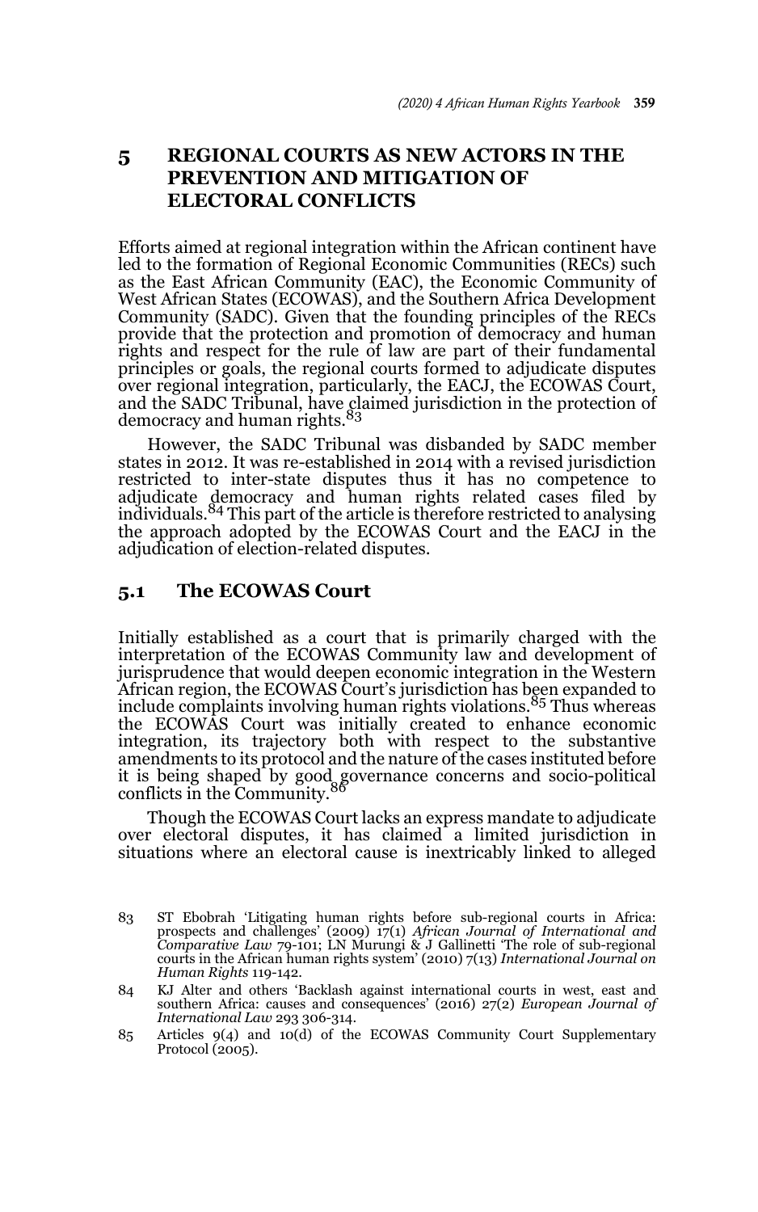## 5 REGIONAL COURTS AS NEW ACTORS IN THE PREVENTION AND MITIGATION OF ELECTORAL CONFLICTS

Efforts aimed at regional integration within the African continent have led to the formation of Regional Economic Communities (RECs) such as the East African Community (EAC), the Economic Community of West African States (ECOWAS), and the Southern Africa Development Community (SADC). Given that the founding principles of the RECs provide that the protection and promotion of democracy and human rights and respect for the rule of law are part of their fundamental principles or goals, the regional courts formed to adjudicate disputes over regional integration, particularly, the EACJ, the ECOWAS Court, and the SADC Tribunal, have claimed jurisdiction in the protection of democracy and human rights.[83]

However, the SADC Tribunal was disbanded by SADC member states in 2012. It was re-established in 2014 with a revised jurisdiction restricted to inter-state disputes thus it has no competence to adjudicate democracy and human rights related cases filed by individuals.[84] This part of the article is therefore restricted to analysing the approach adopted by the ECOWAS Court and the EACJ in the adjudication of election-related disputes.

### 5.1 The ECOWAS Court

Initially established as a court that is primarily charged with the interpretation of the ECOWAS Community law and development of jurisprudence that would deepen economic integration in the Western African region, the ECOWAS Court's jurisdiction has been expanded to include complaints involving human rights violations.[85] Thus whereas the ECOWAS Court was initially created to enhance economic integration, its trajectory both with respect to the substantive amendments to its protocol and the nature of the cases instituted before it is being shaped by good governance concerns and socio-political conflicts in the Community.[86]

Though the ECOWAS Court lacks an express mandate to adjudicate over electoral disputes, it has claimed a limited jurisdiction in situations where an electoral cause is inextricably linked to alleged

---

83 ST Ebobrah 'Litigating human rights before sub-regional courts in Africa: prospects and challenges' (2009) 17(1) *African Journal of International and Comparative Law* 79-101; LN Murungi & J Gallinetti 'The role of sub-regional courts in the African human rights system' (2010) 7(13) *International Journal on Human Rights* 119-142.

84 KJ Alter and others 'Backlash against international courts in west, east and southern Africa: causes and consequences' (2016) 27(2) *European Journal of International Law* 293 306-314.

85 Articles 9(4) and 10(d) of the ECOWAS Community Court Supplementary Protocol (2005).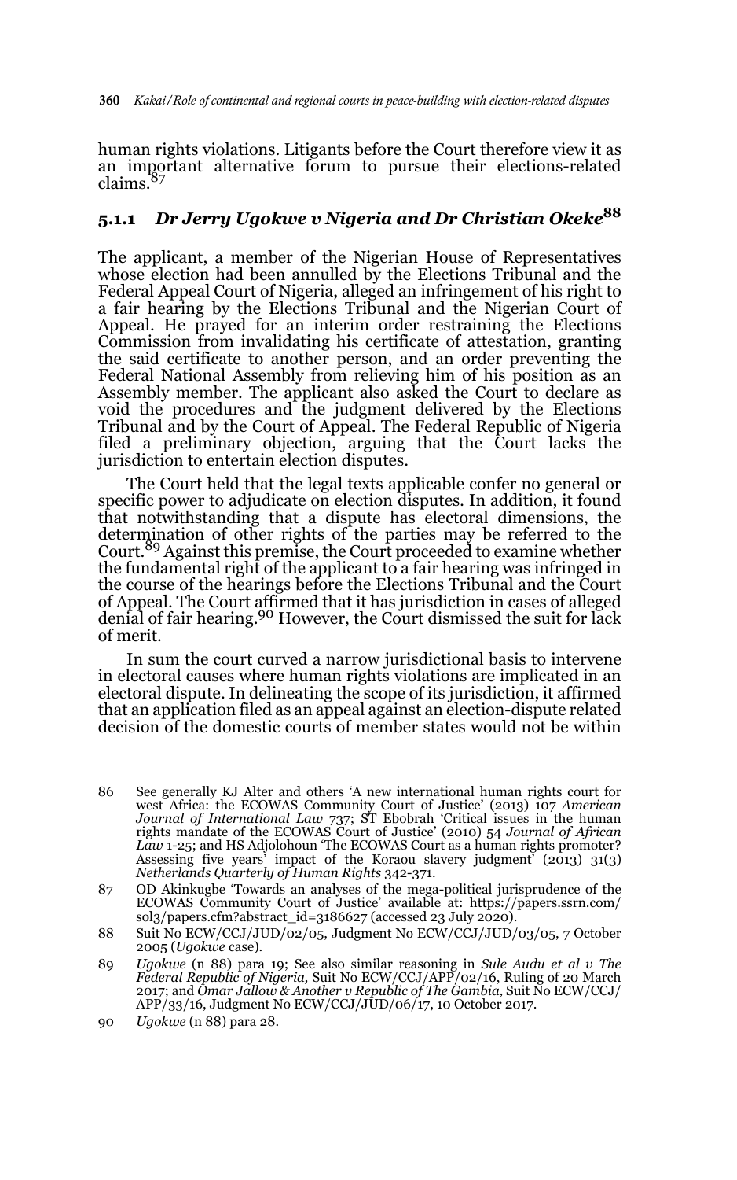human rights violations. Litigants before the Court therefore view it as an important alternative forum to pursue their elections-related claims.[87]

### 5.1.1 *Dr Jerry Ugokwe v Nigeria and Dr Christian Okeke*[88]

The applicant, a member of the Nigerian House of Representatives whose election had been annulled by the Elections Tribunal and the Federal Appeal Court of Nigeria, alleged an infringement of his right to a fair hearing by the Elections Tribunal and the Nigerian Court of Appeal. He prayed for an interim order restraining the Elections Commission from invalidating his certificate of attestation, granting the said certificate to another person, and an order preventing the Federal National Assembly from relieving him of his position as an Assembly member. The applicant also asked the Court to declare as void the procedures and the judgment delivered by the Elections Tribunal and by the Court of Appeal. The Federal Republic of Nigeria filed a preliminary objection, arguing that the Court lacks the jurisdiction to entertain election disputes.

The Court held that the legal texts applicable confer no general or specific power to adjudicate on election disputes. In addition, it found that notwithstanding that a dispute has electoral dimensions, the determination of other rights of the parties may be referred to the Court.[89] Against this premise, the Court proceeded to examine whether the fundamental right of the applicant to a fair hearing was infringed in the course of the hearings before the Elections Tribunal and the Court of Appeal. The Court affirmed that it has jurisdiction in cases of alleged denial of fair hearing.[90] However, the Court dismissed the suit for lack of merit.

In sum the court curved a narrow jurisdictional basis to intervene in electoral causes where human rights violations are implicated in an electoral dispute. In delineating the scope of its jurisdiction, it affirmed that an application filed as an appeal against an election-dispute related decision of the domestic courts of member states would not be within

---

86 See generally KJ Alter and others 'A new international human rights court for west Africa: the ECOWAS Community Court of Justice' (2013) 107 *American Journal of International Law* 737; ST Ebobrah 'Critical issues in the human rights mandate of the ECOWAS Court of Justice' (2010) 54 *Journal of African Law* 1-25; and HS Adjolohoun 'The ECOWAS Court as a human rights promoter? Assessing five years' impact of the Koraou slavery judgment' (2013) 31(3) *Netherlands Quarterly of Human Rights* 342-371.

87 OD Akinkugbe 'Towards an analyses of the mega-political jurisprudence of the ECOWAS Community Court of Justice' available at: https://papers.ssrn.com/sol3/papers.cfm?abstract_id=3186627 (accessed 23 July 2020).

88 Suit No ECW/CCJ/JUD/02/05, Judgment No ECW/CCJ/JUD/03/05, 7 October 2005 (*Ugokwe* case).

89 *Ugokwe* (n 88) para 19; See also similar reasoning in *Sule Audu et al v The Federal Republic of Nigeria,* Suit No ECW/CCJ/APP/02/16, Ruling of 20 March 2017; and *Omar Jallow & Another v Republic of The Gambia,* Suit No ECW/CCJ/APP/33/16, Judgment No ECW/CCJ/JUD/06/17, 10 October 2017.

90 *Ugokwe* (n 88) para 28.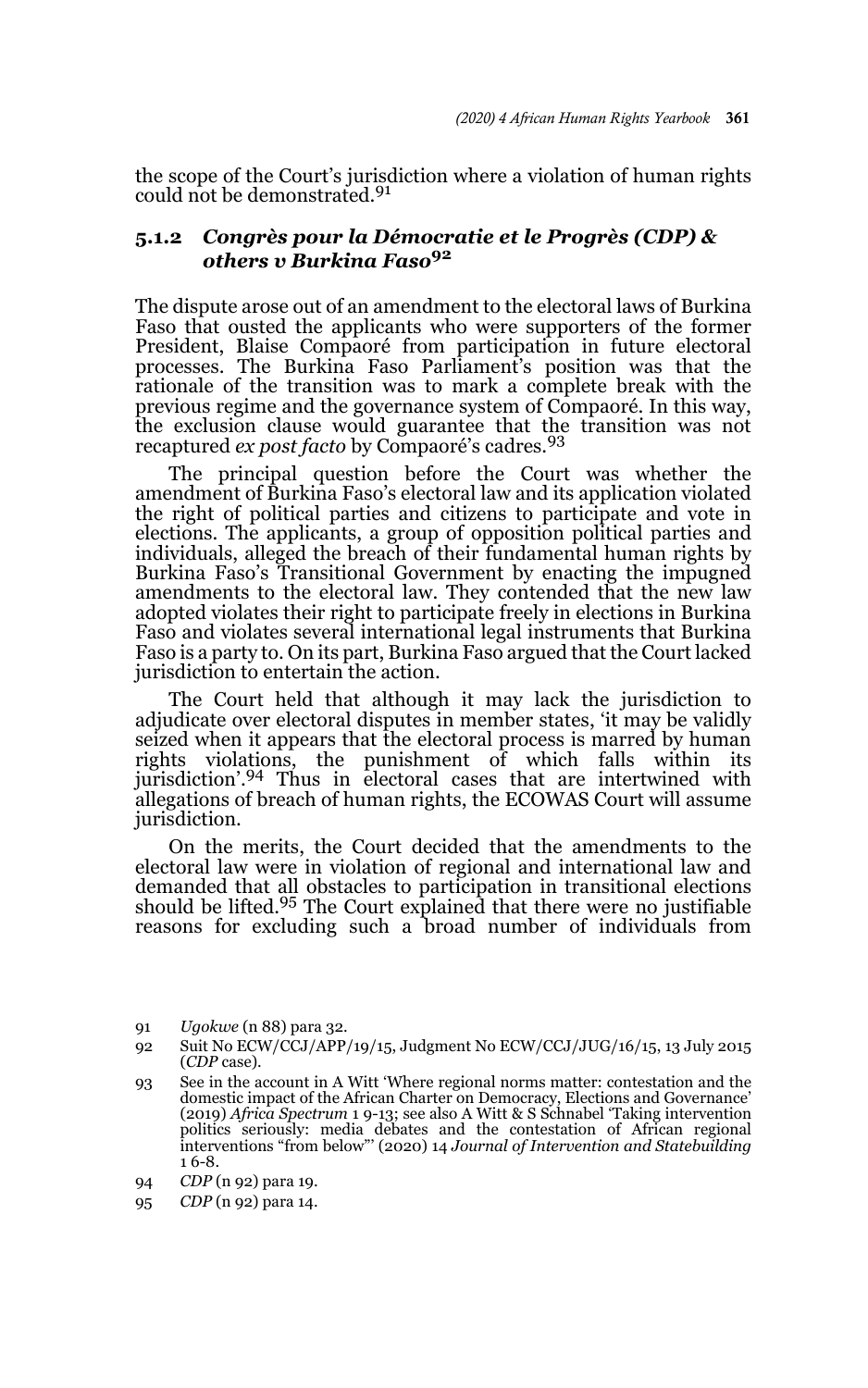the scope of the Court's jurisdiction where a violation of human rights could not be demonstrated.[91]

### 5.1.2 *Congrès pour la Démocratie et le Progrès (CDP) & others v Burkina Faso*[92]

The dispute arose out of an amendment to the electoral laws of Burkina Faso that ousted the applicants who were supporters of the former President, Blaise Compaoré from participation in future electoral processes. The Burkina Faso Parliament's position was that the rationale of the transition was to mark a complete break with the previous regime and the governance system of Compaoré. In this way, the exclusion clause would guarantee that the transition was not recaptured *ex post facto* by Compaoré's cadres.[93]

The principal question before the Court was whether the amendment of Burkina Faso's electoral law and its application violated the right of political parties and citizens to participate and vote in elections. The applicants, a group of opposition political parties and individuals, alleged the breach of their fundamental human rights by Burkina Faso's Transitional Government by enacting the impugned amendments to the electoral law. They contended that the new law adopted violates their right to participate freely in elections in Burkina Faso and violates several international legal instruments that Burkina Faso is a party to. On its part, Burkina Faso argued that the Court lacked jurisdiction to entertain the action.

The Court held that although it may lack the jurisdiction to adjudicate over electoral disputes in member states, 'it may be validly seized when it appears that the electoral process is marred by human rights violations, the punishment of which falls within its jurisdiction'.[94] Thus in electoral cases that are intertwined with allegations of breach of human rights, the ECOWAS Court will assume jurisdiction.

On the merits, the Court decided that the amendments to the electoral law were in violation of regional and international law and demanded that all obstacles to participation in transitional elections should be lifted.[95] The Court explained that there were no justifiable reasons for excluding such a broad number of individuals from

---

91 *Ugokwe* (n 88) para 32.

92 Suit No ECW/CCJ/APP/19/15, Judgment No ECW/CCJ/JUG/16/15, 13 July 2015 (*CDP* case).

93 See in the account in A Witt 'Where regional norms matter: contestation and the domestic impact of the African Charter on Democracy, Elections and Governance' (2019) *Africa Spectrum* 1 9-13; see also A Witt & S Schnabel 'Taking intervention politics seriously: media debates and the contestation of African regional interventions "from below"' (2020) 14 *Journal of Intervention and Statebuilding* 1 6-8.

94 *CDP* (n 92) para 19.

95 *CDP* (n 92) para 14.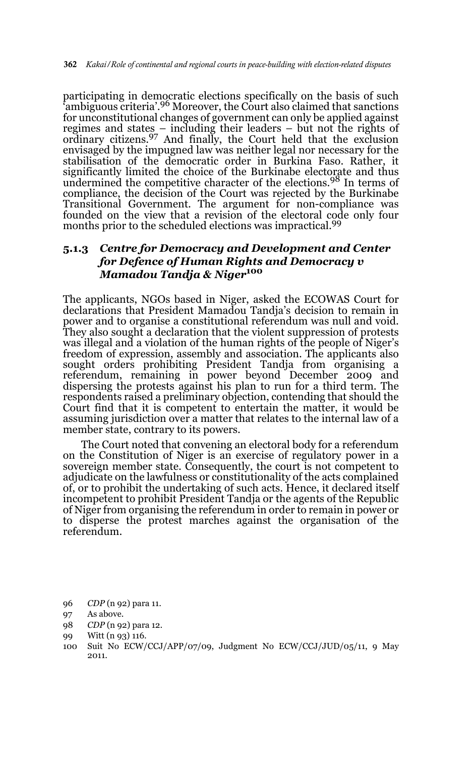participating in democratic elections specifically on the basis of such 'ambiguous criteria'.[96] Moreover, the Court also claimed that sanctions for unconstitutional changes of government can only be applied against regimes and states – including their leaders – but not the rights of ordinary citizens.[97] And finally, the Court held that the exclusion envisaged by the impugned law was neither legal nor necessary for the stabilisation of the democratic order in Burkina Faso. Rather, it significantly limited the choice of the Burkinabe electorate and thus undermined the competitive character of the elections.[98] In terms of compliance, the decision of the Court was rejected by the Burkinabe Transitional Government. The argument for non-compliance was founded on the view that a revision of the electoral code only four months prior to the scheduled elections was impractical.[99]

### 5.1.3 *Centre for Democracy and Development and Center for Defence of Human Rights and Democracy v Mamadou Tandja & Niger*[100]

The applicants, NGOs based in Niger, asked the ECOWAS Court for declarations that President Mamadou Tandja's decision to remain in power and to organise a constitutional referendum was null and void. They also sought a declaration that the violent suppression of protests was illegal and a violation of the human rights of the people of Niger's freedom of expression, assembly and association. The applicants also sought orders prohibiting President Tandja from organising a referendum, remaining in power beyond December 2009 and dispersing the protests against his plan to run for a third term. The respondents raised a preliminary objection, contending that should the Court find that it is competent to entertain the matter, it would be assuming jurisdiction over a matter that relates to the internal law of a member state, contrary to its powers.

The Court noted that convening an electoral body for a referendum on the Constitution of Niger is an exercise of regulatory power in a sovereign member state. Consequently, the court is not competent to adjudicate on the lawfulness or constitutionality of the acts complained of, or to prohibit the undertaking of such acts. Hence, it declared itself incompetent to prohibit President Tandja or the agents of the Republic of Niger from organising the referendum in order to remain in power or to disperse the protest marches against the organisation of the referendum.

96 *CDP* (n 92) para 11.

97 As above.

98 *CDP* (n 92) para 12.

99 Witt (n 93) 116.

100 Suit No ECW/CCJ/APP/07/09, Judgment No ECW/CCJ/JUD/05/11, 9 May 2011.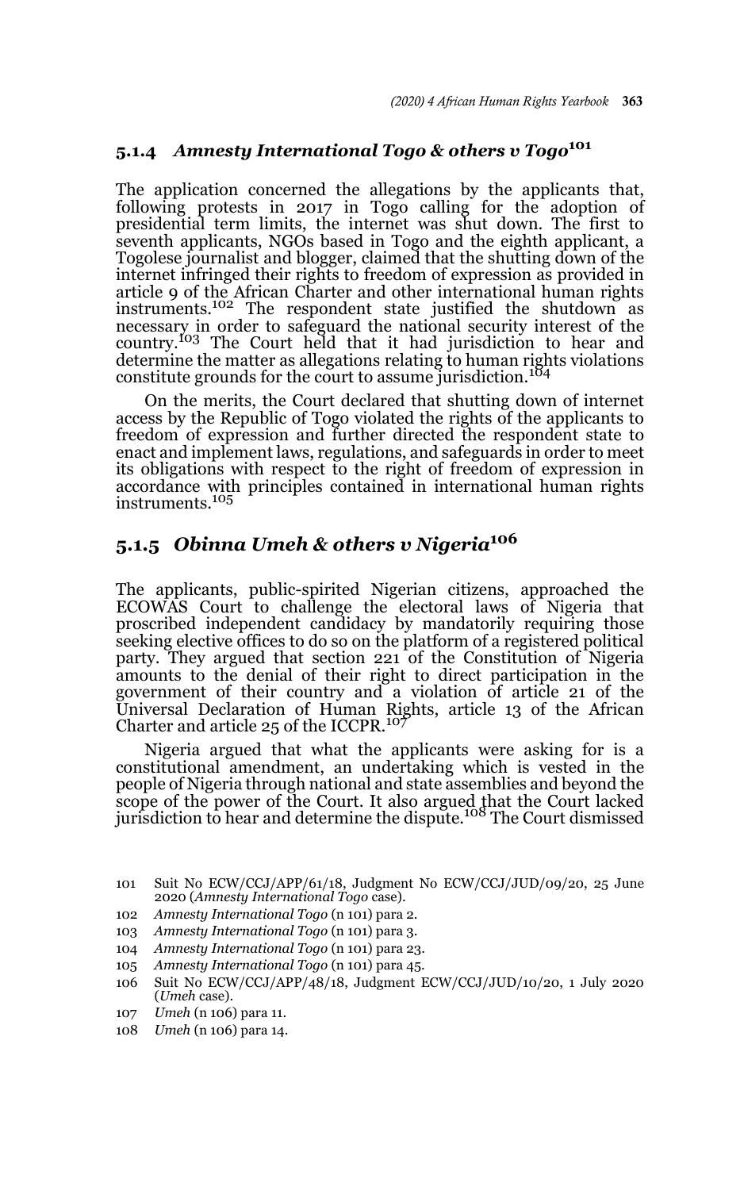### 5.1.4 *Amnesty International Togo & others v Togo*[101]

The application concerned the allegations by the applicants that, following protests in 2017 in Togo calling for the adoption of presidential term limits, the internet was shut down. The first to seventh applicants, NGOs based in Togo and the eighth applicant, a Togolese journalist and blogger, claimed that the shutting down of the internet infringed their rights to freedom of expression as provided in article 9 of the African Charter and other international human rights instruments.[102] The respondent state justified the shutdown as necessary in order to safeguard the national security interest of the country.[103] The Court held that it had jurisdiction to hear and determine the matter as allegations relating to human rights violations constitute grounds for the court to assume jurisdiction.[104]

On the merits, the Court declared that shutting down of internet access by the Republic of Togo violated the rights of the applicants to freedom of expression and further directed the respondent state to enact and implement laws, regulations, and safeguards in order to meet its obligations with respect to the right of freedom of expression in accordance with principles contained in international human rights instruments.[105]

### 5.1.5 *Obinna Umeh & others v Nigeria*[106]

The applicants, public-spirited Nigerian citizens, approached the ECOWAS Court to challenge the electoral laws of Nigeria that proscribed independent candidacy by mandatorily requiring those seeking elective offices to do so on the platform of a registered political party. They argued that section 221 of the Constitution of Nigeria amounts to the denial of their right to direct participation in the government of their country and a violation of article 21 of the Universal Declaration of Human Rights, article 13 of the African Charter and article 25 of the ICCPR.[107]

Nigeria argued that what the applicants were asking for is a constitutional amendment, an undertaking which is vested in the people of Nigeria through national and state assemblies and beyond the scope of the power of the Court. It also argued that the Court lacked jurisdiction to hear and determine the dispute.[108] The Court dismissed

---

101 Suit No ECW/CCJ/APP/61/18, Judgment No ECW/CCJ/JUD/09/20, 25 June 2020 (*Amnesty International Togo* case).

102 *Amnesty International Togo* (n 101) para 2.

103 *Amnesty International Togo* (n 101) para 3.

104 *Amnesty International Togo* (n 101) para 23.

105 *Amnesty International Togo* (n 101) para 45.

106 Suit No ECW/CCJ/APP/48/18, Judgment ECW/CCJ/JUD/10/20, 1 July 2020 (*Umeh* case).

107 *Umeh* (n 106) para 11.

108 *Umeh* (n 106) para 14.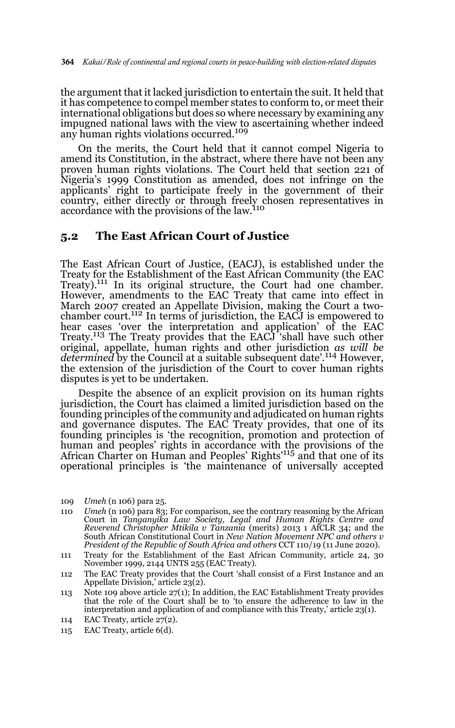the argument that it lacked jurisdiction to entertain the suit. It held that it has competence to compel member states to conform to, or meet their international obligations but does so where necessary by examining any impugned national laws with the view to ascertaining whether indeed any human rights violations occurred.[109]

On the merits, the Court held that it cannot compel Nigeria to amend its Constitution, in the abstract, where there have not been any proven human rights violations. The Court held that section 221 of Nigeria's 1999 Constitution as amended, does not infringe on the applicants' right to participate freely in the government of their country, either directly or through freely chosen representatives in accordance with the provisions of the law.[110]

## 5.2 The East African Court of Justice

The East African Court of Justice, (EACJ), is established under the Treaty for the Establishment of the East African Community (the EAC Treaty).[111] In its original structure, the Court had one chamber. However, amendments to the EAC Treaty that came into effect in March 2007 created an Appellate Division, making the Court a two-chamber court.[112] In terms of jurisdiction, the EACJ is empowered to hear cases 'over the interpretation and application' of the EAC Treaty.[113] The Treaty provides that the EACJ 'shall have such other original, appellate, human rights and other jurisdiction *as will be determined* by the Council at a suitable subsequent date'.[114] However, the extension of the jurisdiction of the Court to cover human rights disputes is yet to be undertaken.

Despite the absence of an explicit provision on its human rights jurisdiction, the Court has claimed a limited jurisdiction based on the founding principles of the community and adjudicated on human rights and governance disputes. The EAC Treaty provides, that one of its founding principles is 'the recognition, promotion and protection of human and peoples' rights in accordance with the provisions of the African Charter on Human and Peoples' Rights'[115] and that one of its operational principles is 'the maintenance of universally accepted

---

109 *Umeh* (n 106) para 25.

110 *Umeh* (n 106) para 83; For comparison, see the contrary reasoning by the African Court in *Tanganyika Law Society, Legal and Human Rights Centre and Reverend Christopher Mtikila v Tanzania* (merits) 2013 1 AfCLR 34; and the South African Constitutional Court in *New Nation Movement NPC and others v President of the Republic of South Africa and others* CCT 110/19 (11 June 2020).

111 Treaty for the Establishment of the East African Community, article 24, 30 November 1999, 2144 UNTS 255 (EAC Treaty).

112 The EAC Treaty provides that the Court 'shall consist of a First Instance and an Appellate Division,' article 23(2).

113 Note 109 above article 27(1); In addition, the EAC Establishment Treaty provides that the role of the Court shall be to 'to ensure the adherence to law in the interpretation and application of and compliance with this Treaty,' article 23(1).

114 EAC Treaty, article 27(2).

115 EAC Treaty, article 6(d).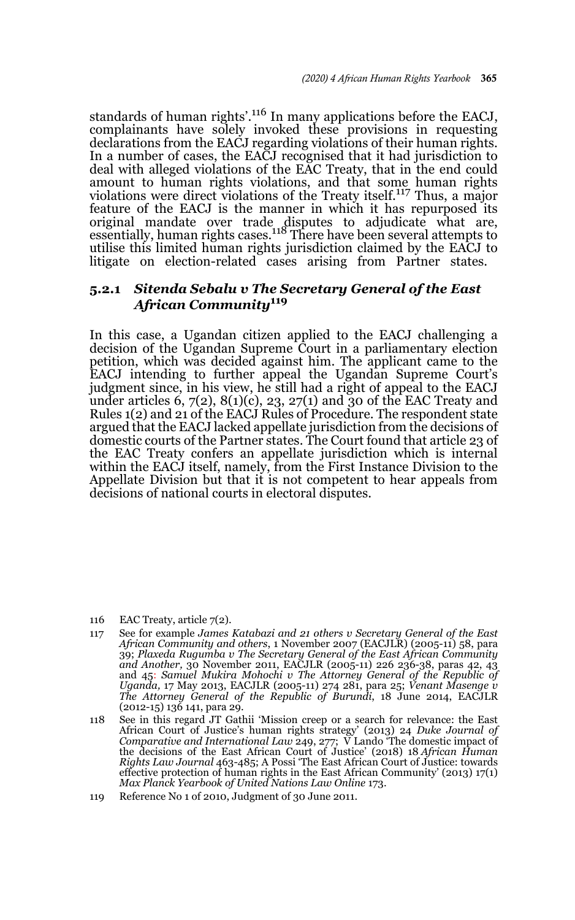standards of human rights'.[116] In many applications before the EACJ, complainants have solely invoked these provisions in requesting declarations from the EACJ regarding violations of their human rights. In a number of cases, the EACJ recognised that it had jurisdiction to deal with alleged violations of the EAC Treaty, that in the end could amount to human rights violations, and that some human rights violations were direct violations of the Treaty itself.[117] Thus, a major feature of the EACJ is the manner in which it has repurposed its original mandate over trade disputes to adjudicate what are, essentially, human rights cases.[118] There have been several attempts to utilise this limited human rights jurisdiction claimed by the EACJ to litigate on election-related cases arising from Partner states.

### 5.2.1 *Sitenda Sebalu v The Secretary General of the East African Community*[119]

In this case, a Ugandan citizen applied to the EACJ challenging a decision of the Ugandan Supreme Court in a parliamentary election petition, which was decided against him. The applicant came to the EACJ intending to further appeal the Ugandan Supreme Court's judgment since, in his view, he still had a right of appeal to the EACJ under articles 6, 7(2), 8(1)(c), 23, 27(1) and 30 of the EAC Treaty and Rules 1(2) and 21 of the EACJ Rules of Procedure. The respondent state argued that the EACJ lacked appellate jurisdiction from the decisions of domestic courts of the Partner states. The Court found that article 23 of the EAC Treaty confers an appellate jurisdiction which is internal within the EACJ itself, namely, from the First Instance Division to the Appellate Division but that it is not competent to hear appeals from decisions of national courts in electoral disputes.

116 EAC Treaty, article 7(2).

117 See for example *James Katabazi and 21 others v Secretary General of the East African Community and others*, 1 November 2007 (EACJLR) (2005-11) 58, para 39; *Plaxeda Rugumba v The Secretary General of the East African Community and Another,* 30 November 2011, EACJLR (2005-11) 226 236-38, paras 42, 43 and 45: *Samuel Mukira Mohochi v The Attorney General of the Republic of Uganda,* 17 May 2013, EACJLR (2005-11) 274 281, para 25; *Venant Masenge v The Attorney General of the Republic of Burundi*, 18 June 2014, EACJLR (2012-15) 136 141, para 29.

118 See in this regard JT Gathii 'Mission creep or a search for relevance: the East African Court of Justice's human rights strategy' (2013) 24 *Duke Journal of Comparative and International Law* 249, 277; V Lando 'The domestic impact of the decisions of the East African Court of Justice' (2018) 18 *African Human Rights Law Journal* 463-485; A Possi 'The East African Court of Justice: towards effective protection of human rights in the East African Community' (2013) 17(1) *Max Planck Yearbook of United Nations Law Online* 173.

119 Reference No 1 of 2010, Judgment of 30 June 2011.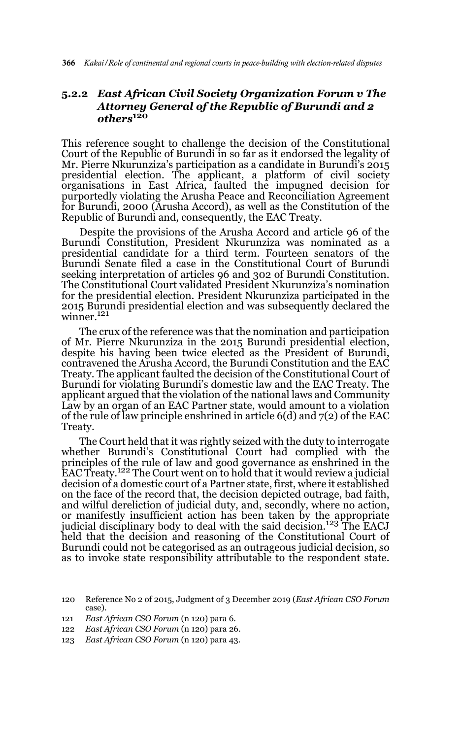### 5.2.2 *East African Civil Society Organization Forum v The Attorney General of the Republic of Burundi and 2 others*[120]

This reference sought to challenge the decision of the Constitutional Court of the Republic of Burundi in so far as it endorsed the legality of Mr. Pierre Nkurunziza's participation as a candidate in Burundi's 2015 presidential election. The applicant, a platform of civil society organisations in East Africa, faulted the impugned decision for purportedly violating the Arusha Peace and Reconciliation Agreement for Burundi, 2000 (Arusha Accord), as well as the Constitution of the Republic of Burundi and, consequently, the EAC Treaty.

Despite the provisions of the Arusha Accord and article 96 of the Burundi Constitution, President Nkurunziza was nominated as a presidential candidate for a third term. Fourteen senators of the Burundi Senate filed a case in the Constitutional Court of Burundi seeking interpretation of articles 96 and 302 of Burundi Constitution. The Constitutional Court validated President Nkurunziza's nomination for the presidential election. President Nkurunziza participated in the 2015 Burundi presidential election and was subsequently declared the winner.[121]

The crux of the reference was that the nomination and participation of Mr. Pierre Nkurunziza in the 2015 Burundi presidential election, despite his having been twice elected as the President of Burundi, contravened the Arusha Accord, the Burundi Constitution and the EAC Treaty. The applicant faulted the decision of the Constitutional Court of Burundi for violating Burundi's domestic law and the EAC Treaty. The applicant argued that the violation of the national laws and Community Law by an organ of an EAC Partner state, would amount to a violation of the rule of law principle enshrined in article 6(d) and 7(2) of the EAC Treaty.

The Court held that it was rightly seized with the duty to interrogate whether Burundi's Constitutional Court had complied with the principles of the rule of law and good governance as enshrined in the EAC Treaty.[122] The Court went on to hold that it would review a judicial decision of a domestic court of a Partner state, first, where it established on the face of the record that, the decision depicted outrage, bad faith, and wilful dereliction of judicial duty, and, secondly, where no action, or manifestly insufficient action has been taken by the appropriate judicial disciplinary body to deal with the said decision.[123] The EACJ held that the decision and reasoning of the Constitutional Court of Burundi could not be categorised as an outrageous judicial decision, so as to invoke state responsibility attributable to the respondent state.

---

120 Reference No 2 of 2015, Judgment of 3 December 2019 (*East African CSO Forum* case).

121 *East African CSO Forum* (n 120) para 6.

122 *East African CSO Forum* (n 120) para 26.

123 *East African CSO Forum* (n 120) para 43.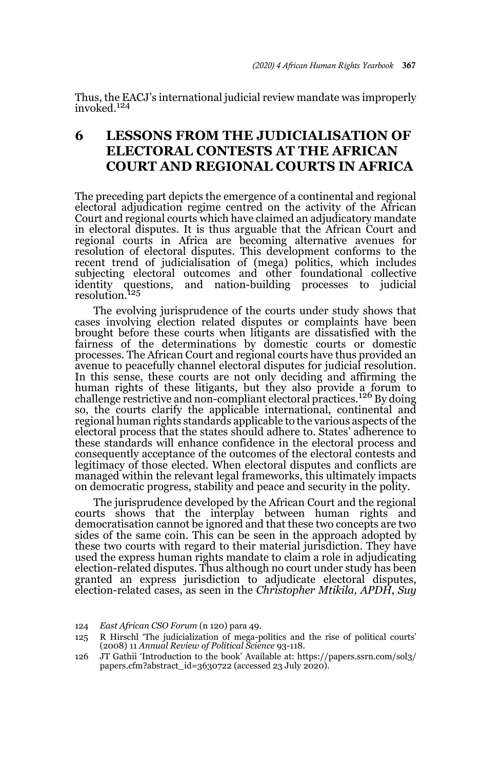Thus, the EACJ's international judicial review mandate was improperly invoked.[124]

## 6 LESSONS FROM THE JUDICIALISATION OF ELECTORAL CONTESTS AT THE AFRICAN COURT AND REGIONAL COURTS IN AFRICA

The preceding part depicts the emergence of a continental and regional electoral adjudication regime centred on the activity of the African Court and regional courts which have claimed an adjudicatory mandate in electoral disputes. It is thus arguable that the African Court and regional courts in Africa are becoming alternative avenues for resolution of electoral disputes. This development conforms to the recent trend of judicialisation of (mega) politics, which includes subjecting electoral outcomes and other foundational collective identity questions, and nation-building processes to judicial resolution.[125]

The evolving jurisprudence of the courts under study shows that cases involving election related disputes or complaints have been brought before these courts when litigants are dissatisfied with the fairness of the determinations by domestic courts or domestic processes. The African Court and regional courts have thus provided an avenue to peacefully channel electoral disputes for judicial resolution. In this sense, these courts are not only deciding and affirming the human rights of these litigants, but they also provide a forum to challenge restrictive and non-compliant electoral practices.[126] By doing so, the courts clarify the applicable international, continental and regional human rights standards applicable to the various aspects of the electoral process that the states should adhere to. States' adherence to these standards will enhance confidence in the electoral process and consequently acceptance of the outcomes of the electoral contests and legitimacy of those elected. When electoral disputes and conflicts are managed within the relevant legal frameworks, this ultimately impacts on democratic progress, stability and peace and security in the polity.

The jurisprudence developed by the African Court and the regional courts shows that the interplay between human rights and democratisation cannot be ignored and that these two concepts are two sides of the same coin. This can be seen in the approach adopted by these two courts with regard to their material jurisdiction. They have used the express human rights mandate to claim a role in adjudicating election-related disputes. Thus although no court under study has been granted an express jurisdiction to adjudicate electoral disputes, election-related cases, as seen in the *Christopher Mtikila, APDH*, *Suy*

---

124 *East African CSO Forum* (n 120) para 49.

125 R Hirschl 'The judicialization of mega-politics and the rise of political courts' (2008) 11 *Annual Review of Political Science* 93-118.

126 JT Gathii 'Introduction to the book' Available at: https://papers.ssrn.com/sol3/papers.cfm?abstract_id=3630722 (accessed 23 July 2020).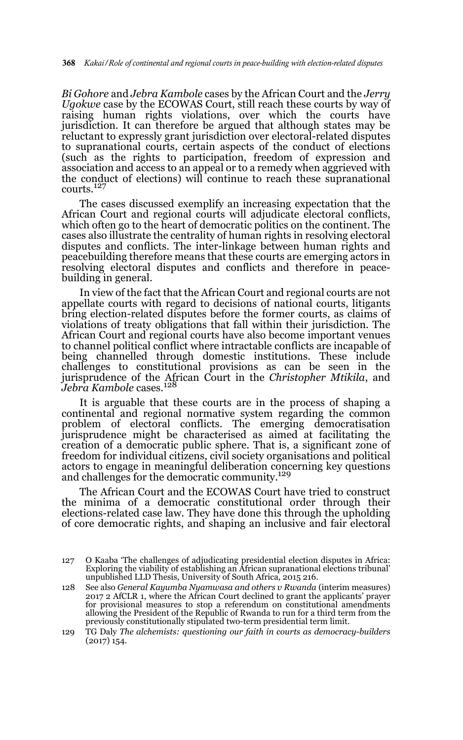*Bi Gohore* and *Jebra Kambole* cases by the African Court and the *Jerry Ugokwe* case by the ECOWAS Court, still reach these courts by way of raising human rights violations, over which the courts have jurisdiction. It can therefore be argued that although states may be reluctant to expressly grant jurisdiction over electoral-related disputes to supranational courts, certain aspects of the conduct of elections (such as the rights to participation, freedom of expression and association and access to an appeal or to a remedy when aggrieved with the conduct of elections) will continue to reach these supranational courts.[127]

The cases discussed exemplify an increasing expectation that the African Court and regional courts will adjudicate electoral conflicts, which often go to the heart of democratic politics on the continent. The cases also illustrate the centrality of human rights in resolving electoral disputes and conflicts. The inter-linkage between human rights and peacebuilding therefore means that these courts are emerging actors in resolving electoral disputes and conflicts and therefore in peace-building in general.

In view of the fact that the African Court and regional courts are not appellate courts with regard to decisions of national courts, litigants bring election-related disputes before the former courts, as claims of violations of treaty obligations that fall within their jurisdiction. The African Court and regional courts have also become important venues to channel political conflict where intractable conflicts are incapable of being channelled through domestic institutions. These include challenges to constitutional provisions as can be seen in the jurisprudence of the African Court in the *Christopher Mtikila*, and *Jebra Kambole* cases.[128]

It is arguable that these courts are in the process of shaping a continental and regional normative system regarding the common problem of electoral conflicts. The emerging democratisation jurisprudence might be characterised as aimed at facilitating the creation of a democratic public sphere. That is, a significant zone of freedom for individual citizens, civil society organisations and political actors to engage in meaningful deliberation concerning key questions and challenges for the democratic community.[129]

The African Court and the ECOWAS Court have tried to construct the minima of a democratic constitutional order through their elections-related case law. They have done this through the upholding of core democratic rights, and shaping an inclusive and fair electoral

127 O Kaaba 'The challenges of adjudicating presidential election disputes in Africa: Exploring the viability of establishing an African supranational elections tribunal' unpublished LLD Thesis, University of South Africa, 2015 216.

128 See also *General Kayumba Nyamwasa and others v Rwanda* (interim measures) 2017 2 AfCLR 1, where the African Court declined to grant the applicants' prayer for provisional measures to stop a referendum on constitutional amendments allowing the President of the Republic of Rwanda to run for a third term from the previously constitutionally stipulated two-term presidential term limit.

129 TG Daly *The alchemists: questioning our faith in courts as democracy-builders* (2017) 154.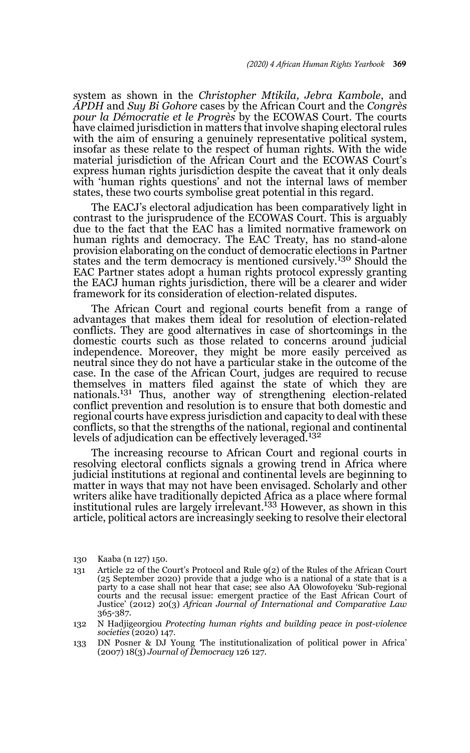system as shown in the *Christopher Mtikila, Jebra Kambole*, and *APDH* and *Suy Bi Gohore* cases by the African Court and the *Congrès pour la Démocratie et le Progrès* by the ECOWAS Court. The courts have claimed jurisdiction in matters that involve shaping electoral rules with the aim of ensuring a genuinely representative political system, insofar as these relate to the respect of human rights. With the wide material jurisdiction of the African Court and the ECOWAS Court's express human rights jurisdiction despite the caveat that it only deals with 'human rights questions' and not the internal laws of member states, these two courts symbolise great potential in this regard.

The EACJ's electoral adjudication has been comparatively light in contrast to the jurisprudence of the ECOWAS Court. This is arguably due to the fact that the EAC has a limited normative framework on human rights and democracy. The EAC Treaty, has no stand-alone provision elaborating on the conduct of democratic elections in Partner states and the term democracy is mentioned cursively.[130] Should the EAC Partner states adopt a human rights protocol expressly granting the EACJ human rights jurisdiction, there will be a clearer and wider framework for its consideration of election-related disputes.

The African Court and regional courts benefit from a range of advantages that makes them ideal for resolution of election-related conflicts. They are good alternatives in case of shortcomings in the domestic courts such as those related to concerns around judicial independence. Moreover, they might be more easily perceived as neutral since they do not have a particular stake in the outcome of the case. In the case of the African Court, judges are required to recuse themselves in matters filed against the state of which they are nationals.[131] Thus, another way of strengthening election-related conflict prevention and resolution is to ensure that both domestic and regional courts have express jurisdiction and capacity to deal with these conflicts, so that the strengths of the national, regional and continental levels of adjudication can be effectively leveraged.[132]

The increasing recourse to African Court and regional courts in resolving electoral conflicts signals a growing trend in Africa where judicial institutions at regional and continental levels are beginning to matter in ways that may not have been envisaged. Scholarly and other writers alike have traditionally depicted Africa as a place where formal institutional rules are largely irrelevant.[133] However, as shown in this article, political actors are increasingly seeking to resolve their electoral

130 Kaaba (n 127) 150.

131 Article 22 of the Court's Protocol and Rule 9(2) of the Rules of the African Court (25 September 2020) provide that a judge who is a national of a state that is a party to a case shall not hear that case; see also AA Olowofoyeku 'Sub-regional courts and the recusal issue: emergent practice of the East African Court of Justice' (2012) 20(3) *African Journal of International and Comparative Law* 365-387.

132 N Hadjigeorgiou *Protecting human rights and building peace in post-violence societies* (2020) 147.

133 DN Posner & DJ Young 'The institutionalization of political power in Africa' (2007) 18(3) *Journal of Democracy* 126 127.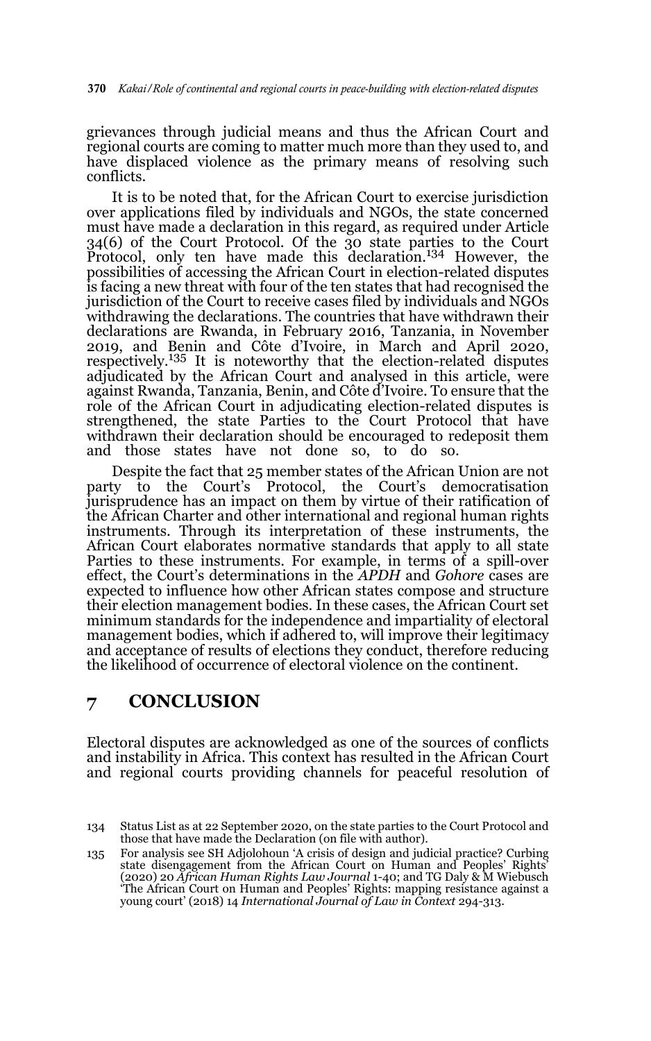grievances through judicial means and thus the African Court and regional courts are coming to matter much more than they used to, and have displaced violence as the primary means of resolving such conflicts.

It is to be noted that, for the African Court to exercise jurisdiction over applications filed by individuals and NGOs, the state concerned must have made a declaration in this regard, as required under Article 34(6) of the Court Protocol. Of the 30 state parties to the Court Protocol, only ten have made this declaration.[134] However, the possibilities of accessing the African Court in election-related disputes is facing a new threat with four of the ten states that had recognised the jurisdiction of the Court to receive cases filed by individuals and NGOs withdrawing the declarations. The countries that have withdrawn their declarations are Rwanda, in February 2016, Tanzania, in November 2019, and Benin and Côte d'Ivoire, in March and April 2020, respectively.[135] It is noteworthy that the election-related disputes adjudicated by the African Court and analysed in this article, were against Rwanda, Tanzania, Benin, and Côte d'Ivoire. To ensure that the role of the African Court in adjudicating election-related disputes is strengthened, the state Parties to the Court Protocol that have withdrawn their declaration should be encouraged to redeposit them and those states have not done so, to do so.

Despite the fact that 25 member states of the African Union are not party to the Court's Protocol, the Court's democratisation jurisprudence has an impact on them by virtue of their ratification of the African Charter and other international and regional human rights instruments. Through its interpretation of these instruments, the African Court elaborates normative standards that apply to all state Parties to these instruments. For example, in terms of a spill-over effect, the Court's determinations in the *APDH* and *Gohore* cases are expected to influence how other African states compose and structure their election management bodies. In these cases, the African Court set minimum standards for the independence and impartiality of electoral management bodies, which if adhered to, will improve their legitimacy and acceptance of results of elections they conduct, therefore reducing the likelihood of occurrence of electoral violence on the continent.

## 7 CONCLUSION

Electoral disputes are acknowledged as one of the sources of conflicts and instability in Africa. This context has resulted in the African Court and regional courts providing channels for peaceful resolution of

---

134 Status List as at 22 September 2020, on the state parties to the Court Protocol and those that have made the Declaration (on file with author).

135 For analysis see SH Adjolohoun 'A crisis of design and judicial practice? Curbing state disengagement from the African Court on Human and Peoples' Rights' (2020) 20 *African Human Rights Law Journal* 1-40; and TG Daly & M Wiebusch 'The African Court on Human and Peoples' Rights: mapping resistance against a young court' (2018) 14 *International Journal of Law in Context* 294-313.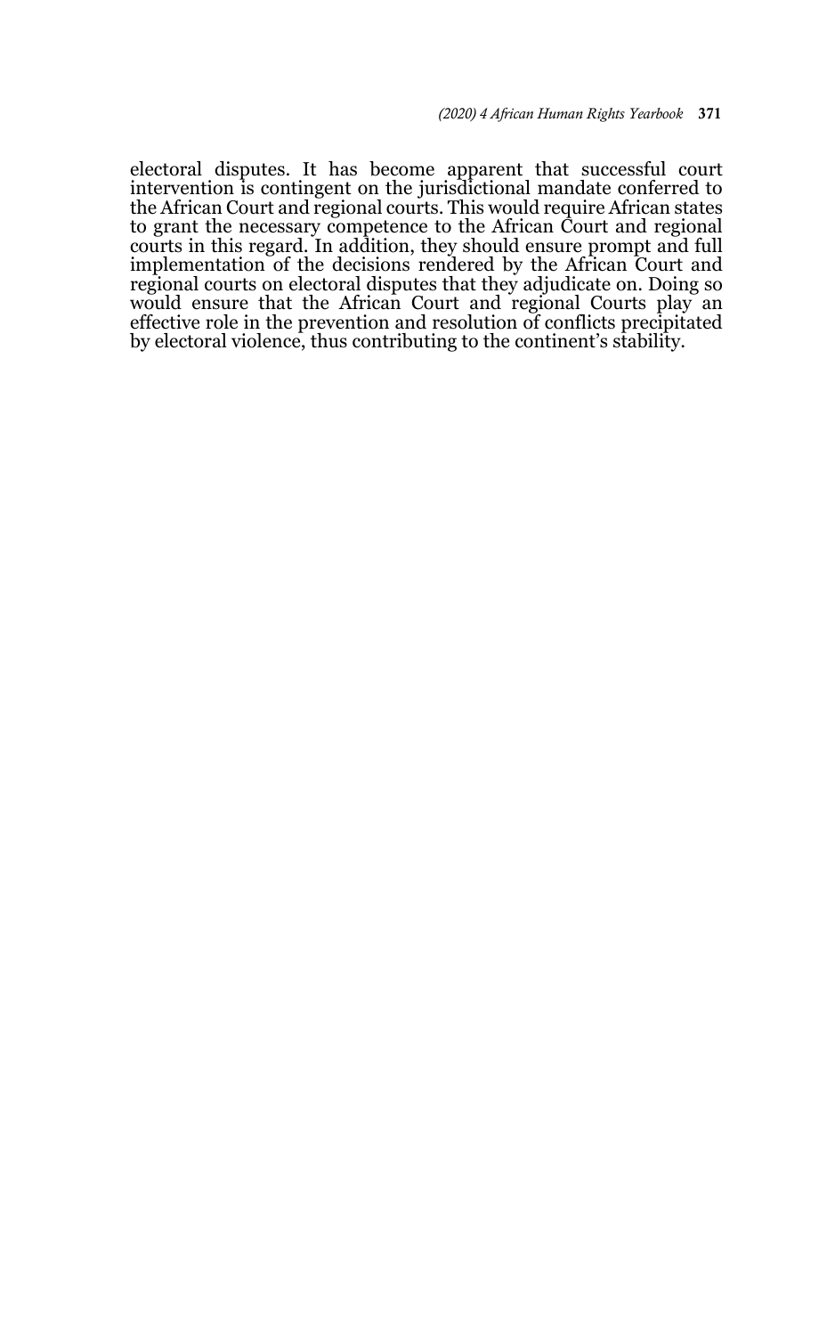electoral disputes. It has become apparent that successful court intervention is contingent on the jurisdictional mandate conferred to the African Court and regional courts. This would require African states to grant the necessary competence to the African Court and regional courts in this regard. In addition, they should ensure prompt and full implementation of the decisions rendered by the African Court and regional courts on electoral disputes that they adjudicate on. Doing so would ensure that the African Court and regional Courts play an effective role in the prevention and resolution of conflicts precipitated by electoral violence, thus contributing to the continent's stability.